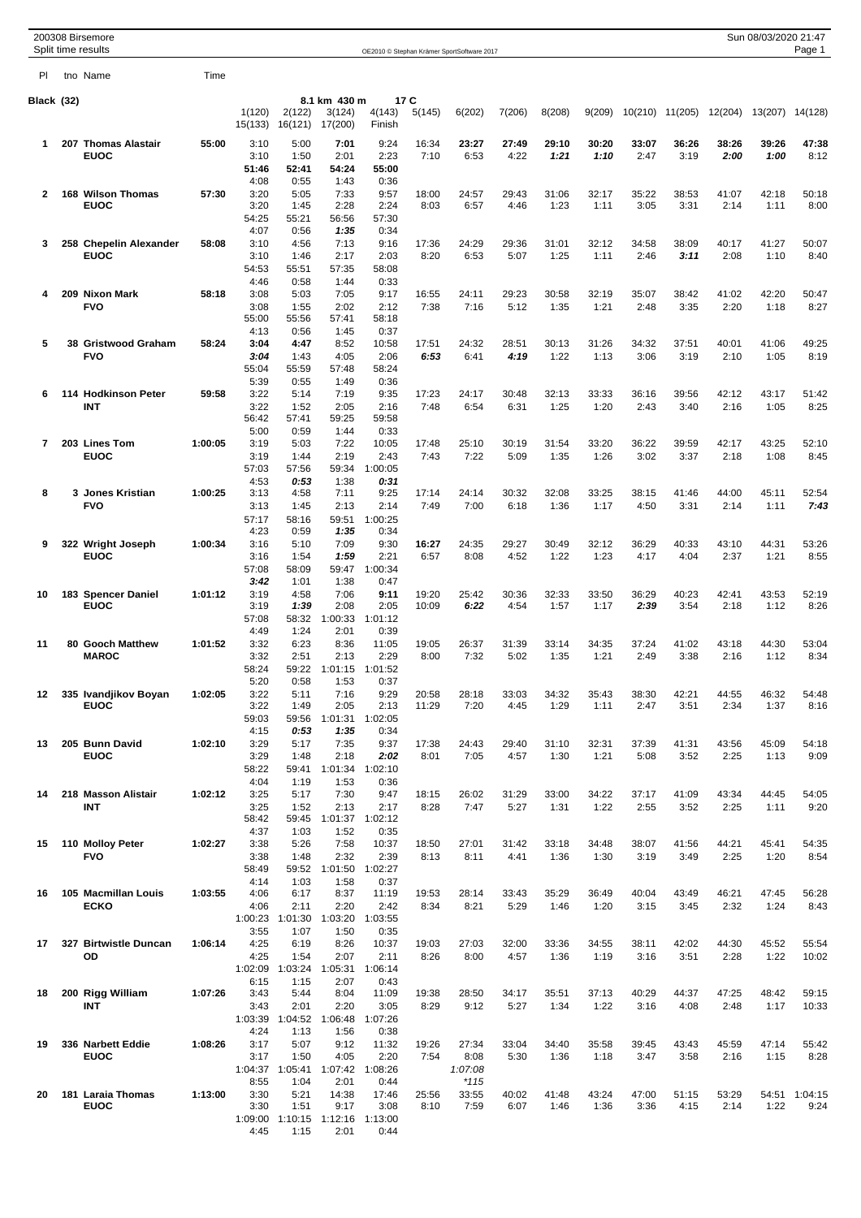200308 Birsemore
Split time results

OE2010 © Stephan Krämer SportSoftware 2017

Sun 08/03/2020 21:47

**Black (32)** — 8.1 km 430 m 17 C

| Pl | tno Name | Time | 1(120) | 2(122) | 3(124) | 4(143) | 5(145) | 6(202) | 7(206) | 8(208) | 9(209) | 10(210) | 11(205) | 12(204) | 13(207) | 14(128) |
|---|---|---|---|---|---|---|---|---|---|---|---|---|---|---|---|---|
| | | | 15(133) | 16(121) | 17(200) | Finish | | | | | | | | | | |
| 1 | 207 Thomas Alastair | 55:00 | 3:10 | 5:00 | **7:01** | 9:24 | 16:34 | **23:27** | **27:49** | 29:10 | 30:20 | 33:07 | 36:26 | 38:26 | 39:26 | 47:38 |
| | EUOC | | 3:10 | 1:50 | 2:01 | 2:23 | 7:10 | 6:53 | 4:22 | ***1:21*** | ***1:10*** | 2:47 | 3:19 | ***2:00*** | ***1:00*** | 8:12 |
| | | | **51:46** | **52:41** | **54:24** | **55:00** | | | | | | | | | | |
| | | | 4:08 | 0:55 | 1:43 | 0:36 | | | | | | | | | | |
| 2 | 168 Wilson Thomas | 57:30 | 3:20 | 5:05 | 7:33 | 9:57 | 18:00 | 24:57 | 29:43 | 31:06 | 32:17 | 35:22 | 38:53 | 41:07 | 42:18 | 50:18 |
| | EUOC | | 3:20 | 1:45 | 2:28 | 2:24 | 8:03 | 6:57 | 4:46 | 1:23 | 1:11 | 3:05 | 3:31 | 2:14 | 1:11 | 8:00 |
| | | | 54:25 | 55:21 | 56:56 | 57:30 | | | | | | | | | | |
| | | | 4:07 | 0:56 | ***1:35*** | 0:34 | | | | | | | | | | |
| 3 | 258 Chepelin Alexander | 58:08 | 3:10 | 4:56 | 7:13 | 9:16 | 17:36 | 24:29 | 29:36 | 31:01 | 32:12 | 34:58 | 38:09 | 40:17 | 41:27 | 50:07 |
| | EUOC | | 3:10 | 1:46 | 2:17 | 2:03 | 8:20 | 6:53 | 5:07 | 1:25 | 1:11 | 2:46 | ***3:11*** | 2:08 | 1:10 | 8:40 |
| | | | 54:53 | 55:51 | 57:35 | 58:08 | | | | | | | | | | |
| | | | 4:46 | 0:58 | 1:44 | 0:33 | | | | | | | | | | |
| 4 | 209 Nixon Mark | 58:18 | 3:08 | 5:03 | 7:05 | 9:17 | 16:55 | 24:11 | 29:23 | 30:58 | 32:19 | 35:07 | 38:42 | 41:02 | 42:20 | 50:47 |
| | FVO | | 3:08 | 1:55 | 2:02 | 2:12 | 7:38 | 7:16 | 5:12 | 1:35 | 1:21 | 2:48 | 3:35 | 2:20 | 1:18 | 8:27 |
| | | | 55:00 | 55:56 | 57:41 | 58:18 | | | | | | | | | | |
| | | | 4:13 | 0:56 | 1:45 | 0:37 | | | | | | | | | | |
| 5 | 38 Gristwood Graham | 58:24 | **3:04** | **4:47** | 8:52 | 10:58 | 17:51 | 24:32 | 28:51 | 30:13 | 31:26 | 34:32 | 37:51 | 40:01 | 41:06 | 49:25 |
| | FVO | | ***3:04*** | 1:43 | 4:05 | 2:06 | ***6:53*** | 6:41 | ***4:19*** | 1:22 | 1:13 | 3:06 | 3:19 | 2:10 | 1:05 | 8:19 |
| | | | 55:04 | 55:59 | 57:48 | 58:24 | | | | | | | | | | |
| | | | 5:39 | 0:55 | 1:49 | 0:36 | | | | | | | | | | |
| 6 | 114 Hodkinson Peter | 59:58 | 3:22 | 5:14 | 7:19 | 9:35 | 17:23 | 24:17 | 30:48 | 32:13 | 33:33 | 36:16 | 39:56 | 42:12 | 43:17 | 51:42 |
| | INT | | 3:22 | 1:52 | 2:05 | 2:16 | 7:48 | 6:54 | 6:31 | 1:25 | 1:20 | 2:43 | 3:40 | 2:16 | 1:05 | 8:25 |
| | | | 56:42 | 57:41 | 59:25 | 59:58 | | | | | | | | | | |
| | | | 5:00 | 0:59 | 1:44 | 0:33 | | | | | | | | | | |
| 7 | 203 Lines Tom | 1:00:05 | 3:19 | 5:03 | 7:22 | 10:05 | 17:48 | 25:10 | 30:19 | 31:54 | 33:20 | 36:22 | 39:59 | 42:17 | 43:25 | 52:10 |
| | EUOC | | 3:19 | 1:44 | 2:19 | 2:43 | 7:43 | 7:22 | 5:09 | 1:35 | 1:26 | 3:02 | 3:37 | 2:18 | 1:08 | 8:45 |
| | | | 57:03 | 57:56 | 59:34 | 1:00:05 | | | | | | | | | | |
| | | | 4:53 | ***0:53*** | 1:38 | ***0:31*** | | | | | | | | | | |
| 8 | 3 Jones Kristian | 1:00:25 | 3:13 | 4:58 | 7:11 | 9:25 | 17:14 | 24:14 | 30:32 | 32:08 | 33:25 | 38:15 | 41:46 | 44:00 | 45:11 | 52:54 |
| | FVO | | 3:13 | 1:45 | 2:13 | 2:14 | 7:49 | 7:00 | 6:18 | 1:36 | 1:17 | 4:50 | 3:31 | 2:14 | 1:11 | ***7:43*** |
| | | | 57:17 | 58:16 | 59:51 | 1:00:25 | | | | | | | | | | |
| | | | 4:23 | 0:59 | ***1:35*** | 0:34 | | | | | | | | | | |
| 9 | 322 Wright Joseph | 1:00:34 | 3:16 | 5:10 | 7:09 | 9:30 | **16:27** | 24:35 | 29:27 | 30:49 | 32:12 | 36:29 | 40:33 | 43:10 | 44:31 | 53:26 |
| | EUOC | | 3:16 | 1:54 | ***1:59*** | 2:21 | 6:57 | 8:08 | 4:52 | 1:22 | 1:23 | 4:17 | 4:04 | 2:37 | 1:21 | 8:55 |
| | | | 57:08 | 58:09 | 59:47 | 1:00:34 | | | | | | | | | | |
| | | | ***3:42*** | 1:01 | 1:38 | 0:47 | | | | | | | | | | |
| 10 | 183 Spencer Daniel | 1:01:12 | 3:19 | 4:58 | 7:06 | **9:11** | 19:20 | 25:42 | 30:36 | 32:33 | 33:50 | 36:29 | 40:23 | 42:41 | 43:53 | 52:19 |
| | EUOC | | 3:19 | ***1:39*** | 2:08 | 2:05 | 10:09 | ***6:22*** | 4:54 | 1:57 | 1:17 | ***2:39*** | 3:54 | 2:18 | 1:12 | 8:26 |
| | | | 57:08 | 58:32 | 1:00:33 | 1:01:12 | | | | | | | | | | |
| | | | 4:49 | 1:24 | 2:01 | 0:39 | | | | | | | | | | |
| 11 | 80 Gooch Matthew | 1:01:52 | 3:32 | 6:23 | 8:36 | 11:05 | 19:05 | 26:37 | 31:39 | 33:14 | 34:35 | 37:24 | 41:02 | 43:18 | 44:30 | 53:04 |
| | MAROC | | 3:32 | 2:51 | 2:13 | 2:29 | 8:00 | 7:32 | 5:02 | 1:35 | 1:21 | 2:49 | 3:38 | 2:16 | 1:12 | 8:34 |
| | | | 58:24 | 59:22 | 1:01:15 | 1:01:52 | | | | | | | | | | |
| | | | 5:20 | 0:58 | 1:53 | 0:37 | | | | | | | | | | |
| 12 | 335 Ivandjikov Boyan | 1:02:05 | 3:22 | 5:11 | 7:16 | 9:29 | 20:58 | 28:18 | 33:03 | 34:32 | 35:43 | 38:30 | 42:21 | 44:55 | 46:32 | 54:48 |
| | EUOC | | 3:22 | 1:49 | 2:05 | 2:13 | 11:29 | 7:20 | 4:45 | 1:29 | 1:11 | 2:47 | 3:51 | 2:34 | 1:37 | 8:16 |
| | | | 59:03 | 59:56 | 1:01:31 | 1:02:05 | | | | | | | | | | |
| | | | 4:15 | ***0:53*** | ***1:35*** | 0:34 | | | | | | | | | | |
| 13 | 205 Bunn David | 1:02:10 | 3:29 | 5:17 | 7:35 | 9:37 | 17:38 | 24:43 | 29:40 | 31:10 | 32:31 | 37:39 | 41:31 | 43:56 | 45:09 | 54:18 |
| | EUOC | | 3:29 | 1:48 | 2:18 | ***2:02*** | 8:01 | 7:05 | 4:57 | 1:30 | 1:21 | 5:08 | 3:52 | 2:25 | 1:13 | 9:09 |
| | | | 58:22 | 59:41 | 1:01:34 | 1:02:10 | | | | | | | | | | |
| | | | 4:04 | 1:19 | 1:53 | 0:36 | | | | | | | | | | |
| 14 | 218 Masson Alistair | 1:02:12 | 3:25 | 5:17 | 7:30 | 9:47 | 18:15 | 26:02 | 31:29 | 33:00 | 34:22 | 37:17 | 41:09 | 43:34 | 44:45 | 54:05 |
| | INT | | 3:25 | 1:52 | 2:13 | 2:17 | 8:28 | 7:47 | 5:27 | 1:31 | 1:22 | 2:55 | 3:52 | 2:25 | 1:11 | 9:20 |
| | | | 58:42 | 59:45 | 1:01:37 | 1:02:12 | | | | | | | | | | |
| | | | 4:37 | 1:03 | 1:52 | 0:35 | | | | | | | | | | |
| 15 | 110 Molloy Peter | 1:02:27 | 3:38 | 5:26 | 7:58 | 10:37 | 18:50 | 27:01 | 31:42 | 33:18 | 34:48 | 38:07 | 41:56 | 44:21 | 45:41 | 54:35 |
| | FVO | | 3:38 | 1:48 | 2:32 | 2:39 | 8:13 | 8:11 | 4:41 | 1:36 | 1:30 | 3:19 | 3:49 | 2:25 | 1:20 | 8:54 |
| | | | 58:49 | 59:52 | 1:01:50 | 1:02:27 | | | | | | | | | | |
| | | | 4:14 | 1:03 | 1:58 | 0:37 | | | | | | | | | | |
| 16 | 105 Macmillan Louis | 1:03:55 | 4:06 | 6:17 | 8:37 | 11:19 | 19:53 | 28:14 | 33:43 | 35:29 | 36:49 | 40:04 | 43:49 | 46:21 | 47:45 | 56:28 |
| | ECKO | | 4:06 | 2:11 | 2:20 | 2:42 | 8:34 | 8:21 | 5:29 | 1:46 | 1:20 | 3:15 | 3:45 | 2:32 | 1:24 | 8:43 |
| | | | 1:00:23 | 1:01:30 | 1:03:20 | 1:03:55 | | | | | | | | | | |
| | | | 3:55 | 1:07 | 1:50 | 0:35 | | | | | | | | | | |
| 17 | 327 Birtwistle Duncan | 1:06:14 | 4:25 | 6:19 | 8:26 | 10:37 | 19:03 | 27:03 | 32:00 | 33:36 | 34:55 | 38:11 | 42:02 | 44:30 | 45:52 | 55:54 |
| | OD | | 4:25 | 1:54 | 2:07 | 2:11 | 8:26 | 8:00 | 4:57 | 1:36 | 1:19 | 3:16 | 3:51 | 2:28 | 1:22 | 10:02 |
| | | | 1:02:09 | 1:03:24 | 1:05:31 | 1:06:14 | | | | | | | | | | |
| | | | 6:15 | 1:15 | 2:07 | 0:43 | | | | | | | | | | |
| 18 | 200 Rigg William | 1:07:26 | 3:43 | 5:44 | 8:04 | 11:09 | 19:38 | 28:50 | 34:17 | 35:51 | 37:13 | 40:29 | 44:37 | 47:25 | 48:42 | 59:15 |
| | INT | | 3:43 | 2:01 | 2:20 | 3:05 | 8:29 | 9:12 | 5:27 | 1:34 | 1:22 | 3:16 | 4:08 | 2:48 | 1:17 | 10:33 |
| | | | 1:03:39 | 1:04:52 | 1:06:48 | 1:07:26 | | | | | | | | | | |
| | | | 4:24 | 1:13 | 1:56 | 0:38 | | | | | | | | | | |
| 19 | 336 Narbett Eddie | 1:08:26 | 3:17 | 5:07 | 9:12 | 11:32 | 19:26 | 27:34 | 33:04 | 34:40 | 35:58 | 39:45 | 43:43 | 45:59 | 47:14 | 55:42 |
| | EUOC | | 3:17 | 1:50 | 4:05 | 2:20 | 7:54 | 8:08 | 5:30 | 1:36 | 1:18 | 3:47 | 3:58 | 2:16 | 1:15 | 8:28 |
| | | | 1:04:37 | 1:05:41 | 1:07:42 | 1:08:26 | | *1:07:08* | | | | | | | | |
| | | | 8:55 | 1:04 | 2:01 | 0:44 | | *\*115* | | | | | | | | |
| 20 | 181 Laraia Thomas | 1:13:00 | 3:30 | 5:21 | 14:38 | 17:46 | 25:56 | 33:55 | 40:02 | 41:48 | 43:24 | 47:00 | 51:15 | 53:29 | 54:51 | 1:04:15 |
| | EUOC | | 3:30 | 1:51 | 9:17 | 3:08 | 8:10 | 7:59 | 6:07 | 1:46 | 1:36 | 3:36 | 4:15 | 2:14 | 1:22 | 9:24 |
| | | | 1:09:00 | 1:10:15 | 1:12:16 | 1:13:00 | | | | | | | | | | |
| | | | 4:45 | 1:15 | 2:01 | 0:44 | | | | | | | | | | |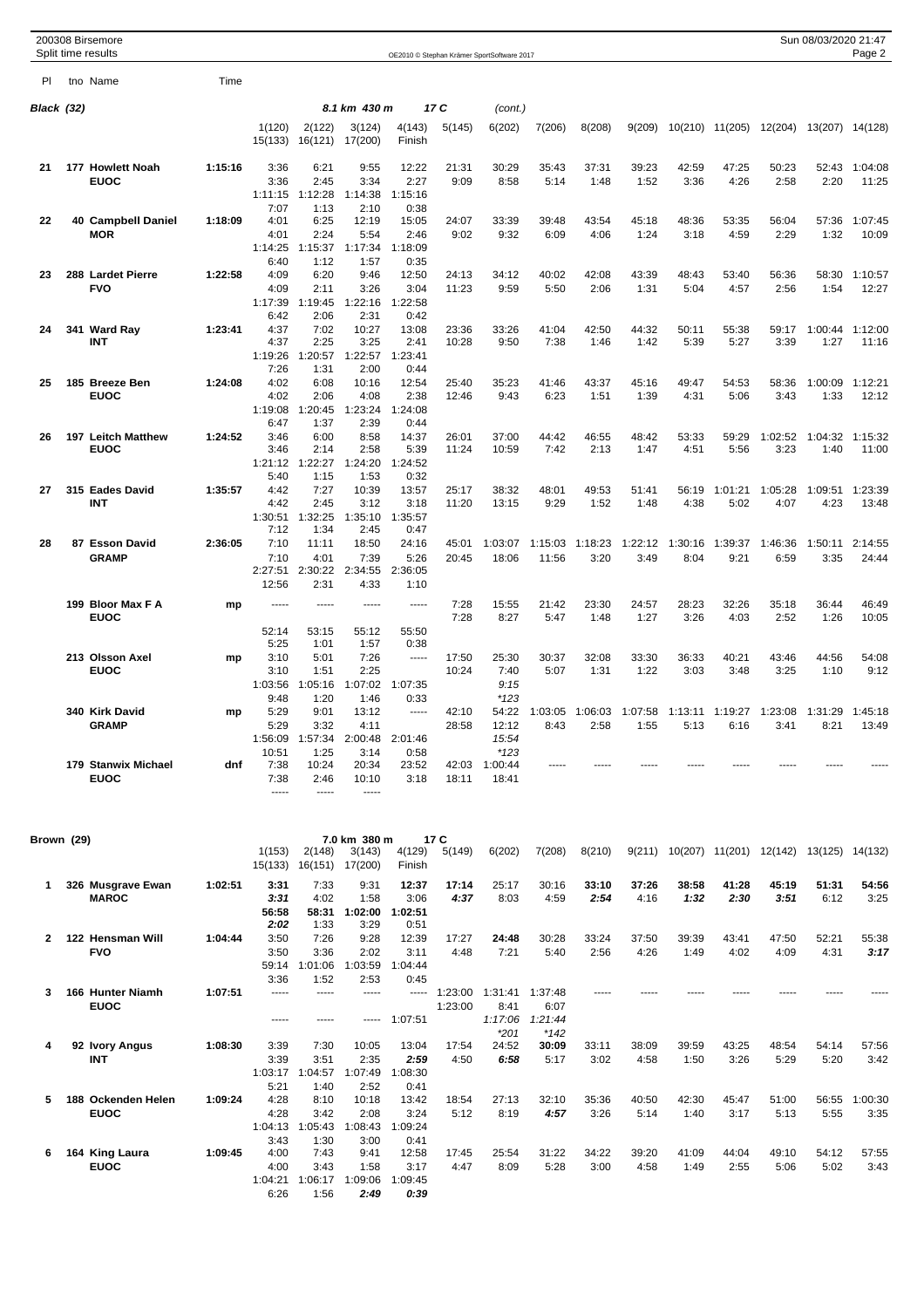| Pl | tno Name | Time | | | | | | | | | | | | | | |
|---|---|---|---|---|---|---|---|---|---|---|---|---|---|---|---|---|
| **Black (32)** | | | | | *8.1 km 430 m* | | *17 C* | *(cont.)* | | | | | | | | |
| | | | 1(120) | 2(122) | 3(124) | 4(143) | 5(145) | 6(202) | 7(206) | 8(208) | 9(209) | 10(210) | 11(205) | 12(204) | 13(207) | 14(128) |
| | | | 15(133) | 16(121) | 17(200) | Finish | | | | | | | | | | |
| **21** | **177 Howlett Noah** | **1:15:16** | 3:36 | 6:21 | 9:55 | 12:22 | 21:31 | 30:29 | 35:43 | 37:31 | 39:23 | 42:59 | 47:25 | 50:23 | 52:43 | 1:04:08 |
| | **EUOC** | | 3:36 | 2:45 | 3:34 | 2:27 | 9:09 | 8:58 | 5:14 | 1:48 | 1:52 | 3:36 | 4:26 | 2:58 | 2:20 | 11:25 |
| | | | 1:11:15 | 1:12:28 | 1:14:38 | 1:15:16 | | | | | | | | | | |
| | | | 7:07 | 1:13 | 2:10 | 0:38 | | | | | | | | | | |
| **22** | **40 Campbell Daniel** | **1:18:09** | 4:01 | 6:25 | 12:19 | 15:05 | 24:07 | 33:39 | 39:48 | 43:54 | 45:18 | 48:36 | 53:35 | 56:04 | 57:36 | 1:07:45 |
| | **MOR** | | 4:01 | 2:24 | 5:54 | 2:46 | 9:02 | 9:32 | 6:09 | 4:06 | 1:24 | 3:18 | 4:59 | 2:29 | 1:32 | 10:09 |
| | | | 1:14:25 | 1:15:37 | 1:17:34 | 1:18:09 | | | | | | | | | | |
| | | | 6:40 | 1:12 | 1:57 | 0:35 | | | | | | | | | | |
| **23** | **288 Lardet Pierre** | **1:22:58** | 4:09 | 6:20 | 9:46 | 12:50 | 24:13 | 34:12 | 40:02 | 42:08 | 43:39 | 48:43 | 53:40 | 56:36 | 58:30 | 1:10:57 |
| | **FVO** | | 4:09 | 2:11 | 3:26 | 3:04 | 11:23 | 9:59 | 5:50 | 2:06 | 1:31 | 5:04 | 4:57 | 2:56 | 1:54 | 12:27 |
| | | | 1:17:39 | 1:19:45 | 1:22:16 | 1:22:58 | | | | | | | | | | |
| | | | 6:42 | 2:06 | 2:31 | 0:42 | | | | | | | | | | |
| **24** | **341 Ward Ray** | **1:23:41** | 4:37 | 7:02 | 10:27 | 13:08 | 23:36 | 33:26 | 41:04 | 42:50 | 44:32 | 50:11 | 55:38 | 59:17 | 1:00:44 | 1:12:00 |
| | **INT** | | 4:37 | 2:25 | 3:25 | 2:41 | 10:28 | 9:50 | 7:38 | 1:46 | 1:42 | 5:39 | 5:27 | 3:39 | 1:27 | 11:16 |
| | | | 1:19:26 | 1:20:57 | 1:22:57 | 1:23:41 | | | | | | | | | | |
| | | | 7:26 | 1:31 | 2:00 | 0:44 | | | | | | | | | | |
| **25** | **185 Breeze Ben** | **1:24:08** | 4:02 | 6:08 | 10:16 | 12:54 | 25:40 | 35:23 | 41:46 | 43:37 | 45:16 | 49:47 | 54:53 | 58:36 | 1:00:09 | 1:12:21 |
| | **EUOC** | | 4:02 | 2:06 | 4:08 | 2:38 | 12:46 | 9:43 | 6:23 | 1:51 | 1:39 | 4:31 | 5:06 | 3:43 | 1:33 | 12:12 |
| | | | 1:19:08 | 1:20:45 | 1:23:24 | 1:24:08 | | | | | | | | | | |
| | | | 6:47 | 1:37 | 2:39 | 0:44 | | | | | | | | | | |
| **26** | **197 Leitch Matthew** | **1:24:52** | 3:46 | 6:00 | 8:58 | 14:37 | 26:01 | 37:00 | 44:42 | 46:55 | 48:42 | 53:33 | 59:29 | 1:02:52 | 1:04:32 | 1:15:32 |
| | **EUOC** | | 3:46 | 2:14 | 2:58 | 5:39 | 11:24 | 10:59 | 7:42 | 2:13 | 1:47 | 4:51 | 5:56 | 3:23 | 1:40 | 11:00 |
| | | | 1:21:12 | 1:22:27 | 1:24:20 | 1:24:52 | | | | | | | | | | |
| | | | 5:40 | 1:15 | 1:53 | 0:32 | | | | | | | | | | |
| **27** | **315 Eades David** | **1:35:57** | 4:42 | 7:27 | 10:39 | 13:57 | 25:17 | 38:32 | 48:01 | 49:53 | 51:41 | 56:19 | 1:01:21 | 1:05:28 | 1:09:51 | 1:23:39 |
| | **INT** | | 4:42 | 2:45 | 3:12 | 3:18 | 11:20 | 13:15 | 9:29 | 1:52 | 1:48 | 4:38 | 5:02 | 4:07 | 4:23 | 13:48 |
| | | | 1:30:51 | 1:32:25 | 1:35:10 | 1:35:57 | | | | | | | | | | |
| | | | 7:12 | 1:34 | 2:45 | 0:47 | | | | | | | | | | |
| **28** | **87 Esson David** | **2:36:05** | 7:10 | 11:11 | 18:50 | 24:16 | 45:01 | 1:03:07 | 1:15:03 | 1:18:23 | 1:22:12 | 1:30:16 | 1:39:37 | 1:46:36 | 1:50:11 | 2:14:55 |
| | **GRAMP** | | 7:10 | 4:01 | 7:39 | 5:26 | 20:45 | 18:06 | 11:56 | 3:20 | 3:49 | 8:04 | 9:21 | 6:59 | 3:35 | 24:44 |
| | | | 2:27:51 | 2:30:22 | 2:34:55 | 2:36:05 | | | | | | | | | | |
| | | | 12:56 | 2:31 | 4:33 | 1:10 | | | | | | | | | | |
| | **199 Bloor Max F A** | **mp** | ----- | ----- | ----- | ----- | 7:28 | 15:55 | 21:42 | 23:30 | 24:57 | 28:23 | 32:26 | 35:18 | 36:44 | 46:49 |
| | **EUOC** | | | | | | 7:28 | 8:27 | 5:47 | 1:48 | 1:27 | 3:26 | 4:03 | 2:52 | 1:26 | 10:05 |
| | | | 52:14 | 53:15 | 55:12 | 55:50 | | | | | | | | | | |
| | | | 5:25 | 1:01 | 1:57 | 0:38 | | | | | | | | | | |
| | **213 Olsson Axel** | **mp** | 3:10 | 5:01 | 7:26 | ----- | 17:50 | 25:30 | 30:37 | 32:08 | 33:30 | 36:33 | 40:21 | 43:46 | 44:56 | 54:08 |
| | **EUOC** | | 3:10 | 1:51 | 2:25 | | 10:24 | 7:40 | 5:07 | 1:31 | 1:22 | 3:03 | 3:48 | 3:25 | 1:10 | 9:12 |
| | | | 1:03:56 | 1:05:16 | 1:07:02 | 1:07:35 | | *9:15* | | | | | | | | |
| | | | 9:48 | 1:20 | 1:46 | 0:33 | | *\*123* | | | | | | | | |
| | **340 Kirk David** | **mp** | 5:29 | 9:01 | 13:12 | ----- | 42:10 | 54:22 | 1:03:05 | 1:06:03 | 1:07:58 | 1:13:11 | 1:19:27 | 1:23:08 | 1:31:29 | 1:45:18 |
| | **GRAMP** | | 5:29 | 3:32 | 4:11 | | 28:58 | 12:12 | 8:43 | 2:58 | 1:55 | 5:13 | 6:16 | 3:41 | 8:21 | 13:49 |
| | | | 1:56:09 | 1:57:34 | 2:00:48 | 2:01:46 | | *15:54* | | | | | | | | |
| | | | 10:51 | 1:25 | 3:14 | 0:58 | | *\*123* | | | | | | | | |
| | **179 Stanwix Michael** | **dnf** | 7:38 | 10:24 | 20:34 | 23:52 | 42:03 | 1:00:44 | ----- | ----- | ----- | ----- | ----- | ----- | ----- | ----- |
| | **EUOC** | | 7:38 | 2:46 | 10:10 | 3:18 | 18:11 | 18:41 | | | | | | | | |
| | | | ----- | ----- | ----- | | | | | | | | | | | |

| Pl | tno Name | Time | | | | | | | | | | | | | | |
|---|---|---|---|---|---|---|---|---|---|---|---|---|---|---|---|---|
| **Brown (29)** | | | | | 7.0 km 380 m | | 17 C | | | | | | | | | |
| | | | 1(153) | 2(148) | 3(143) | 4(129) | 5(149) | 6(202) | 7(208) | 8(210) | 9(211) | 10(207) | 11(201) | 12(142) | 13(125) | 14(132) |
| | | | 15(133) | 16(151) | 17(200) | Finish | | | | | | | | | | |
| **1** | **326 Musgrave Ewan** | **1:02:51** | **3:31** | 7:33 | 9:31 | **12:37** | **17:14** | 25:17 | 30:16 | **33:10** | **37:26** | **38:58** | **41:28** | **45:19** | **51:31** | **54:56** |
| | **MAROC** | | ***3:31*** | 4:02 | 1:58 | 3:06 | ***4:37*** | 8:03 | 4:59 | ***2:54*** | 4:16 | ***1:32*** | ***2:30*** | ***3:51*** | 6:12 | 3:25 |
| | | | **56:58** | **58:31** | **1:02:00** | **1:02:51** | | | | | | | | | | |
| | | | ***2:02*** | 1:33 | 3:29 | 0:51 | | | | | | | | | | |
| **2** | **122 Hensman Will** | **1:04:44** | 3:50 | 7:26 | 9:28 | 12:39 | 17:27 | **24:48** | 30:28 | 33:24 | 37:50 | 39:39 | 43:41 | 47:50 | 52:21 | 55:38 |
| | **FVO** | | 3:50 | 3:36 | 2:02 | 3:11 | 4:48 | 7:21 | 5:40 | 2:56 | 4:26 | 1:49 | 4:02 | 4:09 | 4:31 | ***3:17*** |
| | | | 59:14 | 1:01:06 | 1:03:59 | 1:04:44 | | | | | | | | | | |
| | | | 3:36 | 1:52 | 2:53 | 0:45 | | | | | | | | | | |
| **3** | **166 Hunter Niamh** | **1:07:51** | ----- | ----- | ----- | ----- | 1:23:00 | 1:31:41 | 1:37:48 | ----- | ----- | ----- | ----- | ----- | ----- | ----- |
| | **EUOC** | | | | | | 1:23:00 | 8:41 | 6:07 | | | | | | | |
| | | | ----- | ----- | ----- | 1:07:51 | | *1:17:06* | *1:21:44* | | | | | | | |
| | | | | | | | | *\*201* | *\*142* | | | | | | | |
| **4** | **92 Ivory Angus** | **1:08:30** | 3:39 | 7:30 | 10:05 | 13:04 | 17:54 | 24:52 | **30:09** | 33:11 | 38:09 | 39:59 | 43:25 | 48:54 | 54:14 | 57:56 |
| | **INT** | | 3:39 | 3:51 | 2:35 | ***2:59*** | 4:50 | ***6:58*** | 5:17 | 3:02 | 4:58 | 1:50 | 3:26 | 5:29 | 5:20 | 3:42 |
| | | | 1:03:17 | 1:04:57 | 1:07:49 | 1:08:30 | | | | | | | | | | |
| | | | 5:21 | 1:40 | 2:52 | 0:41 | | | | | | | | | | |
| **5** | **188 Ockenden Helen** | **1:09:24** | 4:28 | 8:10 | 10:18 | 13:42 | 18:54 | 27:13 | 32:10 | 35:36 | 40:50 | 42:30 | 45:47 | 51:00 | 56:55 | 1:00:30 |
| | **EUOC** | | 4:28 | 3:42 | 2:08 | 3:24 | 5:12 | 8:19 | ***4:57*** | 3:26 | 5:14 | 1:40 | 3:17 | 5:13 | 5:55 | 3:35 |
| | | | 1:04:13 | 1:05:43 | 1:08:43 | 1:09:24 | | | | | | | | | | |
| | | | 3:43 | 1:30 | 3:00 | 0:41 | | | | | | | | | | |
| **6** | **164 King Laura** | **1:09:45** | 4:00 | 7:43 | 9:41 | 12:58 | 17:45 | 25:54 | 31:22 | 34:22 | 39:20 | 41:09 | 44:04 | 49:10 | 54:12 | 57:55 |
| | **EUOC** | | 4:00 | 3:43 | 1:58 | 3:17 | 4:47 | 8:09 | 5:28 | 3:00 | 4:58 | 1:49 | 2:55 | 5:06 | 5:02 | 3:43 |
| | | | 1:04:21 | 1:06:17 | 1:09:06 | 1:09:45 | | | | | | | | | | |
| | | | 6:26 | 1:56 | ***2:49*** | ***0:39*** | | | | | | | | | | |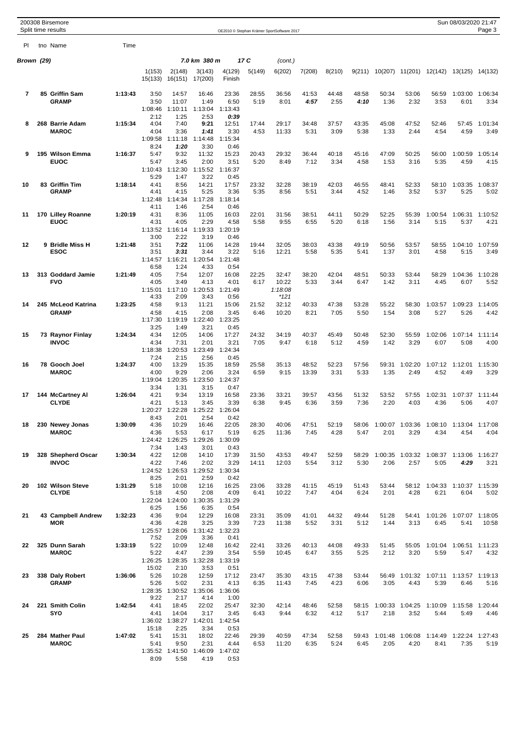200308 Birsemore
Split time results

OE2010 © Stephan Krämer SportSoftware 2017

## Brown (29) — 7.0 km 380 m — 17 C (cont.)

| Pl | tno | Name | Time | 1(153) | 2(148) | 3(143) | 4(129) | 5(149) | 6(202) | 7(208) | 8(210) | 9(211) | 10(207) | 11(201) | 12(142) | 13(125) | 14(132) |
|---|---|---|---|---|---|---|---|---|---|---|---|---|---|---|---|---|---|
| | | | | 15(133) | 16(151) | 17(200) | Finish | | | | | | | | | | |
| 7 | 85 | Griffin Sam | 1:13:43 | 3:50 | 14:57 | 16:46 | 23:36 | 28:55 | 36:56 | 41:53 | 44:48 | 48:58 | 50:34 | 53:06 | 56:59 | 1:03:00 | 1:06:34 |
| | | GRAMP | | 3:50 | 11:07 | 1:49 | 6:50 | 5:19 | 8:01 | *4:57* | 2:55 | *4:10* | 1:36 | 2:32 | 3:53 | 6:01 | 3:34 |
| | | | | 1:08:46 | 1:10:11 | 1:13:04 | 1:13:43 | | | | | | | | | | |
| | | | | 2:12 | 1:25 | 2:53 | *0:39* | | | | | | | | | | |
| 8 | 268 | Barrie Adam | 1:15:34 | 4:04 | 7:40 | *9:21* | 12:51 | 17:44 | 29:17 | 34:48 | 37:57 | 43:35 | 45:08 | 47:52 | 52:46 | 57:45 | 1:01:34 |
| | | MAROC | | 4:04 | 3:36 | *1:41* | 3:30 | 4:53 | 11:33 | 5:31 | 3:09 | 5:38 | 1:33 | 2:44 | 4:54 | 4:59 | 3:49 |
| | | | | 1:09:58 | 1:11:18 | 1:14:48 | 1:15:34 | | | | | | | | | | |
| | | | | 8:24 | *1:20* | 3:30 | 0:46 | | | | | | | | | | |
| 9 | 195 | Wilson Emma | 1:16:37 | 5:47 | 9:32 | 11:32 | 15:23 | 20:43 | 29:32 | 36:44 | 40:18 | 45:16 | 47:09 | 50:25 | 56:00 | 1:00:59 | 1:05:14 |
| | | EUOC | | 5:47 | 3:45 | 2:00 | 3:51 | 5:20 | 8:49 | 7:12 | 3:34 | 4:58 | 1:53 | 3:16 | 5:35 | 4:59 | 4:15 |
| | | | | 1:10:43 | 1:12:30 | 1:15:52 | 1:16:37 | | | | | | | | | | |
| | | | | 5:29 | 1:47 | 3:22 | 0:45 | | | | | | | | | | |
| 10 | 83 | Griffin Tim | 1:18:14 | 4:41 | 8:56 | 14:21 | 17:57 | 23:32 | 32:28 | 38:19 | 42:03 | 46:55 | 48:41 | 52:33 | 58:10 | 1:03:35 | 1:08:37 |
| | | GRAMP | | 4:41 | 4:15 | 5:25 | 3:36 | 5:35 | 8:56 | 5:51 | 3:44 | 4:52 | 1:46 | 3:52 | 5:37 | 5:25 | 5:02 |
| | | | | 1:12:48 | 1:14:34 | 1:17:28 | 1:18:14 | | | | | | | | | | |
| | | | | 4:11 | 1:46 | 2:54 | 0:46 | | | | | | | | | | |
| 11 | 170 | Lilley Roanne | 1:20:19 | 4:31 | 8:36 | 11:05 | 16:03 | 22:01 | 31:56 | 38:51 | 44:11 | 50:29 | 52:25 | 55:39 | 1:00:54 | 1:06:31 | 1:10:52 |
| | | EUOC | | 4:31 | 4:05 | 2:29 | 4:58 | 5:58 | 9:55 | 6:55 | 5:20 | 6:18 | 1:56 | 3:14 | 5:15 | 5:37 | 4:21 |
| | | | | 1:13:52 | 1:16:14 | 1:19:33 | 1:20:19 | | | | | | | | | | |
| | | | | 3:00 | 2:22 | 3:19 | 0:46 | | | | | | | | | | |
| 12 | 9 | Bridle Miss H | 1:21:48 | 3:51 | *7:22* | 11:06 | 14:28 | 19:44 | 32:05 | 38:03 | 43:38 | 49:19 | 50:56 | 53:57 | 58:55 | 1:04:10 | 1:07:59 |
| | | ESOC | | 3:51 | *3:31* | 3:44 | 3:22 | 5:16 | 12:21 | 5:58 | 5:35 | 5:41 | 1:37 | 3:01 | 4:58 | 5:15 | 3:49 |
| | | | | 1:14:57 | 1:16:21 | 1:20:54 | 1:21:48 | | | | | | | | | | |
| | | | | 6:58 | 1:24 | 4:33 | 0:54 | | | | | | | | | | |
| 13 | 313 | Goddard Jamie | 1:21:49 | 4:05 | 7:54 | 12:07 | 16:08 | 22:25 | 32:47 | 38:20 | 42:04 | 48:51 | 50:33 | 53:44 | 58:29 | 1:04:36 | 1:10:28 |
| | | FVO | | 4:05 | 3:49 | 4:13 | 4:01 | 6:17 | 10:22 | 5:33 | 3:44 | 6:47 | 1:42 | 3:11 | 4:45 | 6:07 | 5:52 |
| | | | | 1:15:01 | 1:17:10 | 1:20:53 | 1:21:49 | | *1:18:08* | | | | | | | | |
| | | | | 4:33 | 2:09 | 3:43 | 0:56 | | *\*121* | | | | | | | | |
| 14 | 245 | McLeod Katrina | 1:23:25 | 4:58 | 9:13 | 11:21 | 15:06 | 21:52 | 32:12 | 40:33 | 47:38 | 53:28 | 55:22 | 58:30 | 1:03:57 | 1:09:23 | 1:14:05 |
| | | GRAMP | | 4:58 | 4:15 | 2:08 | 3:45 | 6:46 | 10:20 | 8:21 | 7:05 | 5:50 | 1:54 | 3:08 | 5:27 | 5:26 | 4:42 |
| | | | | 1:17:30 | 1:19:19 | 1:22:40 | 1:23:25 | | | | | | | | | | |
| | | | | 3:25 | 1:49 | 3:21 | 0:45 | | | | | | | | | | |
| 15 | 73 | Raynor Finlay | 1:24:34 | 4:34 | 12:05 | 14:06 | 17:27 | 24:32 | 34:19 | 40:37 | 45:49 | 50:48 | 52:30 | 55:59 | 1:02:06 | 1:07:14 | 1:11:14 |
| | | INVOC | | 4:34 | 7:31 | 2:01 | 3:21 | 7:05 | 9:47 | 6:18 | 5:12 | 4:59 | 1:42 | 3:29 | 6:07 | 5:08 | 4:00 |
| | | | | 1:18:38 | 1:20:53 | 1:23:49 | 1:24:34 | | | | | | | | | | |
| | | | | 7:24 | 2:15 | 2:56 | 0:45 | | | | | | | | | | |
| 16 | 78 | Gooch Joel | 1:24:37 | 4:00 | 13:29 | 15:35 | 18:59 | 25:58 | 35:13 | 48:52 | 52:23 | 57:56 | 59:31 | 1:02:20 | 1:07:12 | 1:12:01 | 1:15:30 |
| | | MAROC | | 4:00 | 9:29 | 2:06 | 3:24 | 6:59 | 9:15 | 13:39 | 3:31 | 5:33 | 1:35 | 2:49 | 4:52 | 4:49 | 3:29 |
| | | | | 1:19:04 | 1:20:35 | 1:23:50 | 1:24:37 | | | | | | | | | | |
| | | | | 3:34 | 1:31 | 3:15 | 0:47 | | | | | | | | | | |
| 17 | 144 | McCartney Al | 1:26:04 | 4:21 | 9:34 | 13:19 | 16:58 | 23:36 | 33:21 | 39:57 | 43:56 | 51:32 | 53:52 | 57:55 | 1:02:31 | 1:07:37 | 1:11:44 |
| | | CLYDE | | 4:21 | 5:13 | 3:45 | 3:39 | 6:38 | 9:45 | 6:36 | 3:59 | 7:36 | 2:20 | 4:03 | 4:36 | 5:06 | 4:07 |
| | | | | 1:20:27 | 1:22:28 | 1:25:22 | 1:26:04 | | | | | | | | | | |
| | | | | 8:43 | 2:01 | 2:54 | 0:42 | | | | | | | | | | |
| 18 | 230 | Newey Jonas | 1:30:09 | 4:36 | 10:29 | 16:46 | 22:05 | 28:30 | 40:06 | 47:51 | 52:19 | 58:06 | 1:00:07 | 1:03:36 | 1:08:10 | 1:13:04 | 1:17:08 |
| | | MAROC | | 4:36 | 5:53 | 6:17 | 5:19 | 6:25 | 11:36 | 7:45 | 4:28 | 5:47 | 2:01 | 3:29 | 4:34 | 4:54 | 4:04 |
| | | | | 1:24:42 | 1:26:25 | 1:29:26 | 1:30:09 | | | | | | | | | | |
| | | | | 7:34 | 1:43 | 3:01 | 0:43 | | | | | | | | | | |
| 19 | 328 | Shepherd Oscar | 1:30:34 | 4:22 | 12:08 | 14:10 | 17:39 | 31:50 | 43:53 | 49:47 | 52:59 | 58:29 | 1:00:35 | 1:03:32 | 1:08:37 | 1:13:06 | 1:16:27 |
| | | INVOC | | 4:22 | 7:46 | 2:02 | 3:29 | 14:11 | 12:03 | 5:54 | 3:12 | 5:30 | 2:06 | 2:57 | 5:05 | *4:29* | 3:21 |
| | | | | 1:24:52 | 1:26:53 | 1:29:52 | 1:30:34 | | | | | | | | | | |
| | | | | 8:25 | 2:01 | 2:59 | 0:42 | | | | | | | | | | |
| 20 | 102 | Wilson Steve | 1:31:29 | 5:18 | 10:08 | 12:16 | 16:25 | 23:06 | 33:28 | 41:15 | 45:19 | 51:43 | 53:44 | 58:12 | 1:04:33 | 1:10:37 | 1:15:39 |
| | | CLYDE | | 5:18 | 4:50 | 2:08 | 4:09 | 6:41 | 10:22 | 7:47 | 4:04 | 6:24 | 2:01 | 4:28 | 6:21 | 6:04 | 5:02 |
| | | | | 1:22:04 | 1:24:00 | 1:30:35 | 1:31:29 | | | | | | | | | | |
| | | | | 6:25 | 1:56 | 6:35 | 0:54 | | | | | | | | | | |
| 21 | 43 | Campbell Andrew | 1:32:23 | 4:36 | 9:04 | 12:29 | 16:08 | 23:31 | 35:09 | 41:01 | 44:32 | 49:44 | 51:28 | 54:41 | 1:01:26 | 1:07:07 | 1:18:05 |
| | | MOR | | 4:36 | 4:28 | 3:25 | 3:39 | 7:23 | 11:38 | 5:52 | 3:31 | 5:12 | 1:44 | 3:13 | 6:45 | 5:41 | 10:58 |
| | | | | 1:25:57 | 1:28:06 | 1:31:42 | 1:32:23 | | | | | | | | | | |
| | | | | 7:52 | 2:09 | 3:36 | 0:41 | | | | | | | | | | |
| 22 | 325 | Dunn Sarah | 1:33:19 | 5:22 | 10:09 | 12:48 | 16:42 | 22:41 | 33:26 | 40:13 | 44:08 | 49:33 | 51:45 | 55:05 | 1:01:04 | 1:06:51 | 1:11:23 |
| | | MAROC | | 5:22 | 4:47 | 2:39 | 3:54 | 5:59 | 10:45 | 6:47 | 3:55 | 5:25 | 2:12 | 3:20 | 5:59 | 5:47 | 4:32 |
| | | | | 1:26:25 | 1:28:35 | 1:32:28 | 1:33:19 | | | | | | | | | | |
| | | | | 15:02 | 2:10 | 3:53 | 0:51 | | | | | | | | | | |
| 23 | 338 | Daly Robert | 1:36:06 | 5:26 | 10:28 | 12:59 | 17:12 | 23:47 | 35:30 | 43:15 | 47:38 | 53:44 | 56:49 | 1:01:32 | 1:07:11 | 1:13:57 | 1:19:13 |
| | | GRAMP | | 5:26 | 5:02 | 2:31 | 4:13 | 6:35 | 11:43 | 7:45 | 4:23 | 6:06 | 3:05 | 4:43 | 5:39 | 6:46 | 5:16 |
| | | | | 1:28:35 | 1:30:52 | 1:35:06 | 1:36:06 | | | | | | | | | | |
| | | | | 9:22 | 2:17 | 4:14 | 1:00 | | | | | | | | | | |
| 24 | 221 | Smith Colin | 1:42:54 | 4:41 | 18:45 | 22:02 | 25:47 | 32:30 | 42:14 | 48:46 | 52:58 | 58:15 | 1:00:33 | 1:04:25 | 1:10:09 | 1:15:58 | 1:20:44 |
| | | SYO | | 4:41 | 14:04 | 3:17 | 3:45 | 6:43 | 9:44 | 6:32 | 4:12 | 5:17 | 2:18 | 3:52 | 5:44 | 5:49 | 4:46 |
| | | | | 1:36:02 | 1:38:27 | 1:42:01 | 1:42:54 | | | | | | | | | | |
| | | | | 15:18 | 2:25 | 3:34 | 0:53 | | | | | | | | | | |
| 25 | 284 | Mather Paul | 1:47:02 | 5:41 | 15:31 | 18:02 | 22:46 | 29:39 | 40:59 | 47:34 | 52:58 | 59:43 | 1:01:48 | 1:06:08 | 1:14:49 | 1:22:24 | 1:27:43 |
| | | MAROC | | 5:41 | 9:50 | 2:31 | 4:44 | 6:53 | 11:20 | 6:35 | 5:24 | 6:45 | 2:05 | 4:20 | 8:41 | 7:35 | 5:19 |
| | | | | 1:35:52 | 1:41:50 | 1:46:09 | 1:47:02 | | | | | | | | | | |
| | | | | 8:09 | 5:58 | 4:19 | 0:53 | | | | | | | | | | |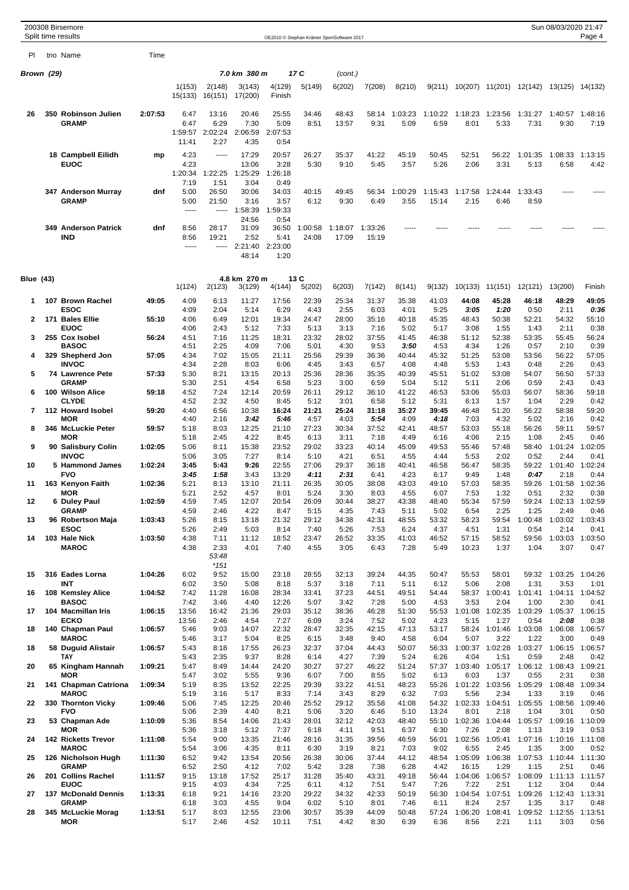200308 Birsemore
Split time results

OE2010 © Stephan Krämer SportSoftware 2017

Sun 08/03/2020 21:47

## Brown (29) — 7.0 km 380 m — 17 C (cont.)

| Pl | tno | Name | Club | Time | 1(153) | 2(148) | 3(143) | 4(129) | 5(149) | 6(202) | 7(208) | 8(210) | 9(211) | 10(207) | 11(201) | 12(142) | 13(125) | 14(132) |
|---|---|---|---|---|---|---|---|---|---|---|---|---|---|---|---|---|---|---|
| | | | | | 15(133) | 16(151) | 17(200) | Finish | | | | | | | | | | |
| 26 | 350 | Robinson Julien | GRAMP | 2:07:53 | 6:47 | 13:16 | 20:46 | 25:55 | 34:46 | 48:43 | 58:14 | 1:03:23 | 1:10:22 | 1:18:23 | 1:23:56 | 1:31:27 | 1:40:57 | 1:48:16 |
| | | | | | 6:47 | 6:29 | 7:30 | 5:09 | 8:51 | 13:57 | 9:31 | 5:09 | 6:59 | 8:01 | 5:33 | 7:31 | 9:30 | 7:19 |
| | | | | | 1:59:57 | 2:02:24 | 2:06:59 | 2:07:53 | | | | | | | | | | |
| | | | | | 11:41 | 2:27 | 4:35 | 0:54 | | | | | | | | | | |
| | 18 | Campbell Eilidh | EUOC | mp | 4:23 | ----- | 17:29 | 20:57 | 26:27 | 35:37 | 41:22 | 45:19 | 50:45 | 52:51 | 56:22 | 1:01:35 | 1:08:33 | 1:13:15 |
| | | | | | 4:23 | | 13:06 | 3:28 | 5:30 | 9:10 | 5:45 | 3:57 | 5:26 | 2:06 | 3:31 | 5:13 | 6:58 | 4:42 |
| | | | | | 1:20:34 | 1:22:25 | 1:25:29 | 1:26:18 | | | | | | | | | | |
| | | | | | 7:19 | 1:51 | 3:04 | 0:49 | | | | | | | | | | |
| | 347 | Anderson Murray | GRAMP | dnf | 5:00 | 26:50 | 30:06 | 34:03 | 40:15 | 49:45 | 56:34 | 1:00:29 | 1:15:43 | 1:17:58 | 1:24:44 | 1:33:43 | ----- | ----- |
| | | | | | 5:00 | 21:50 | 3:16 | 3:57 | 6:12 | 9:30 | 6:49 | 3:55 | 15:14 | 2:15 | 6:46 | 8:59 | | |
| | | | | | ----- | ----- | 1:58:39 | 1:59:33 | | | | | | | | | | |
| | | | | | | | 24:56 | 0:54 | | | | | | | | | | |
| | 349 | Anderson Patrick | IND | dnf | 8:56 | 28:17 | 31:09 | 36:50 | 1:00:58 | 1:18:07 | 1:33:26 | ----- | ----- | ----- | ----- | ----- | ----- | ----- |
| | | | | | 8:56 | 19:21 | 2:52 | 5:41 | 24:08 | 17:09 | 15:19 | | | | | | | |
| | | | | | ----- | ----- | 2:21:40 | 2:23:00 | | | | | | | | | | |
| | | | | | | | 48:14 | 1:20 | | | | | | | | | | |

## Blue (43) — 4.8 km 270 m — 13 C

| Pl | tno | Name | Club | Time | 1(124) | 2(123) | 3(129) | 4(114) | 5(202) | 6(203) | 7(142) | 8(141) | 9(132) | 10(133) | 11(151) | 12(121) | 13(200) | Finish |
|---|---|---|---|---|---|---|---|---|---|---|---|---|---|---|---|---|---|---|
| 1 | 107 | Brown Rachel | ESOC | 49:05 | 4:09 | 6:13 | 11:27 | 17:56 | 22:39 | 25:34 | 31:37 | 35:38 | 41:03 | 44:08 | 45:28 | 46:18 | 48:29 | 49:05 |
| | | | | | 4:09 | 2:04 | 5:14 | 6:29 | 4:43 | 2:55 | 6:03 | 4:01 | 5:25 | 3:05 | 1:20 | 0:50 | 2:11 | 0:36 |
| 2 | 171 | Bales Ellie | EUOC | 55:10 | 4:06 | 6:49 | 12:01 | 19:34 | 24:47 | 28:00 | 35:16 | 40:18 | 45:35 | 48:43 | 50:38 | 52:21 | 54:32 | 55:10 |
| | | | | | 4:06 | 2:43 | 5:12 | 7:33 | 5:13 | 3:13 | 7:16 | 5:02 | 5:17 | 3:08 | 1:55 | 1:43 | 2:11 | 0:38 |
| 3 | 255 | Cox Isobel | BASOC | 56:24 | 4:51 | 7:16 | 11:25 | 18:31 | 23:32 | 28:02 | 37:55 | 41:45 | 46:38 | 51:12 | 52:38 | 53:35 | 55:45 | 56:24 |
| | | | | | 4:51 | 2:25 | 4:09 | 7:06 | 5:01 | 4:30 | 9:53 | 3:50 | 4:53 | 4:34 | 1:26 | 0:57 | 2:10 | 0:39 |
| 4 | 329 | Shepherd Jon | INVOC | 57:05 | 4:34 | 7:02 | 15:05 | 21:11 | 25:56 | 29:39 | 36:36 | 40:44 | 45:32 | 51:25 | 53:08 | 53:56 | 56:22 | 57:05 |
| | | | | | 4:34 | 2:28 | 8:03 | 6:06 | 4:45 | 3:43 | 6:57 | 4:08 | 4:48 | 5:53 | 1:43 | 0:48 | 2:26 | 0:43 |
| 5 | 74 | Lawrence Pete | GRAMP | 57:33 | 5:30 | 8:21 | 13:15 | 20:13 | 25:36 | 28:36 | 35:35 | 40:39 | 45:51 | 51:02 | 53:08 | 54:07 | 56:50 | 57:33 |
| | | | | | 5:30 | 2:51 | 4:54 | 6:58 | 5:23 | 3:00 | 6:59 | 5:04 | 5:12 | 5:11 | 2:06 | 0:59 | 2:43 | 0:43 |
| 6 | 100 | Wilson Alice | CLYDE | 59:18 | 4:52 | 7:24 | 12:14 | 20:59 | 26:11 | 29:12 | 36:10 | 41:22 | 46:53 | 53:06 | 55:03 | 56:07 | 58:36 | 59:18 |
| | | | | | 4:52 | 2:32 | 4:50 | 8:45 | 5:12 | 3:01 | 6:58 | 5:12 | 5:31 | 6:13 | 1:57 | 1:04 | 2:29 | 0:42 |
| 7 | 112 | Howard Isobel | MOR | 59:20 | 4:40 | 6:56 | 10:38 | 16:24 | 21:21 | 25:24 | 31:18 | 35:27 | 39:45 | 46:48 | 51:20 | 56:22 | 58:38 | 59:20 |
| | | | | | 4:40 | 2:16 | 3:42 | 5:46 | 4:57 | 4:03 | 5:54 | 4:09 | 4:18 | 7:03 | 4:32 | 5:02 | 2:16 | 0:42 |
| 8 | 346 | McLuckie Peter | MOR | 59:57 | 5:18 | 8:03 | 12:25 | 21:10 | 27:23 | 30:34 | 37:52 | 42:41 | 48:57 | 53:03 | 55:18 | 56:26 | 59:11 | 59:57 |
| | | | | | 5:18 | 2:45 | 4:22 | 8:45 | 6:13 | 3:11 | 7:18 | 4:49 | 6:16 | 4:06 | 2:15 | 1:08 | 2:45 | 0:46 |
| 9 | 90 | Salisbury Colin | INVOC | 1:02:05 | 5:06 | 8:11 | 15:38 | 23:52 | 29:02 | 33:23 | 40:14 | 45:09 | 49:53 | 55:46 | 57:48 | 58:40 | 1:01:24 | 1:02:05 |
| | | | | | 5:06 | 3:05 | 7:27 | 8:14 | 5:10 | 4:21 | 6:51 | 4:55 | 4:44 | 5:53 | 2:02 | 0:52 | 2:44 | 0:41 |
| 10 | 5 | Hammond James | FVO | 1:02:24 | 3:45 | 5:43 | 9:26 | 22:55 | 27:06 | 29:37 | 36:18 | 40:41 | 46:58 | 56:47 | 58:35 | 59:22 | 1:01:40 | 1:02:24 |
| | | | | | 3:45 | 1:58 | 3:43 | 13:29 | 4:11 | 2:31 | 6:41 | 4:23 | 6:17 | 9:49 | 1:48 | 0:47 | 2:18 | 0:44 |
| 11 | 163 | Kenyon Faith | MOR | 1:02:36 | 5:21 | 8:13 | 13:10 | 21:11 | 26:35 | 30:05 | 38:08 | 43:03 | 49:10 | 57:03 | 58:35 | 59:26 | 1:01:58 | 1:02:36 |
| | | | | | 5:21 | 2:52 | 4:57 | 8:01 | 5:24 | 3:30 | 8:03 | 4:55 | 6:07 | 7:53 | 1:32 | 0:51 | 2:32 | 0:38 |
| 12 | 6 | Duley Paul | GRAMP | 1:02:59 | 4:59 | 7:45 | 12:07 | 20:54 | 26:09 | 30:44 | 38:27 | 43:38 | 48:40 | 55:34 | 57:59 | 59:24 | 1:02:13 | 1:02:59 |
| | | | | | 4:59 | 2:46 | 4:22 | 8:47 | 5:15 | 4:35 | 7:43 | 5:11 | 5:02 | 6:54 | 2:25 | 1:25 | 2:49 | 0:46 |
| 13 | 96 | Robertson Maja | ESOC | 1:03:43 | 5:26 | 8:15 | 13:18 | 21:32 | 29:12 | 34:38 | 42:31 | 48:55 | 53:32 | 58:23 | 59:54 | 1:00:48 | 1:03:02 | 1:03:43 |
| | | | | | 5:26 | 2:49 | 5:03 | 8:14 | 7:40 | 5:26 | 7:53 | 6:24 | 4:37 | 4:51 | 1:31 | 0:54 | 2:14 | 0:41 |
| 14 | 103 | Hale Nick | MAROC | 1:03:50 | 4:38 | 7:11 | 11:12 | 18:52 | 23:47 | 26:52 | 33:35 | 41:03 | 46:52 | 57:15 | 58:52 | 59:56 | 1:03:03 | 1:03:50 |
| | | | | | 4:38 | 2:33 | 4:01 | 7:40 | 4:55 | 3:05 | 6:43 | 7:28 | 5:49 | 10:23 | 1:37 | 1:04 | 3:07 | 0:47 |
| | | | | | | 53:48 | | | | | | | | | | | | |
| | | | | | | *151 | | | | | | | | | | | | |
| 15 | 316 | Eades Lorna | INT | 1:04:26 | 6:02 | 9:52 | 15:00 | 23:18 | 28:55 | 32:13 | 39:24 | 44:35 | 50:47 | 55:53 | 58:01 | 59:32 | 1:03:25 | 1:04:26 |
| | | | | | 6:02 | 3:50 | 5:08 | 8:18 | 5:37 | 3:18 | 7:11 | 5:11 | 6:12 | 5:06 | 2:08 | 1:31 | 3:53 | 1:01 |
| 16 | 108 | Kemsley Alice | BASOC | 1:04:52 | 7:42 | 11:28 | 16:08 | 28:34 | 33:41 | 37:23 | 44:51 | 49:51 | 54:44 | 58:37 | 1:00:41 | 1:01:41 | 1:04:11 | 1:04:52 |
| | | | | | 7:42 | 3:46 | 4:40 | 12:26 | 5:07 | 3:42 | 7:28 | 5:00 | 4:53 | 3:53 | 2:04 | 1:00 | 2:30 | 0:41 |
| 17 | 104 | Macmillan Iris | ECKO | 1:06:15 | 13:56 | 16:42 | 21:36 | 29:03 | 35:12 | 38:36 | 46:28 | 51:30 | 55:53 | 1:01:08 | 1:02:35 | 1:03:29 | 1:05:37 | 1:06:15 |
| | | | | | 13:56 | 2:46 | 4:54 | 7:27 | 6:09 | 3:24 | 7:52 | 5:02 | 4:23 | 5:15 | 1:27 | 0:54 | 2:08 | 0:38 |
| 18 | 140 | Chapman Paul | MAROC | 1:06:57 | 5:46 | 9:03 | 14:07 | 22:32 | 28:47 | 32:35 | 42:15 | 47:13 | 53:17 | 58:24 | 1:01:46 | 1:03:08 | 1:06:08 | 1:06:57 |
| | | | | | 5:46 | 3:17 | 5:04 | 8:25 | 6:15 | 3:48 | 9:40 | 4:58 | 6:04 | 5:07 | 3:22 | 1:22 | 3:00 | 0:49 |
| 18 | 58 | Duguid Alistair | TAY | 1:06:57 | 5:43 | 8:18 | 17:55 | 26:23 | 32:37 | 37:04 | 44:43 | 50:07 | 56:33 | 1:00:37 | 1:02:28 | 1:03:27 | 1:06:15 | 1:06:57 |
| | | | | | 5:43 | 2:35 | 9:37 | 8:28 | 6:14 | 4:27 | 7:39 | 5:24 | 6:26 | 4:04 | 1:51 | 0:59 | 2:48 | 0:42 |
| 20 | 65 | Kingham Hannah | MOR | 1:09:21 | 5:47 | 8:49 | 14:44 | 24:20 | 30:27 | 37:27 | 46:22 | 51:24 | 57:37 | 1:03:40 | 1:05:17 | 1:06:12 | 1:08:43 | 1:09:21 |
| | | | | | 5:47 | 3:02 | 5:55 | 9:36 | 6:07 | 7:00 | 8:55 | 5:02 | 6:13 | 6:03 | 1:37 | 0:55 | 2:31 | 0:38 |
| 21 | 141 | Chapman Catriona | MAROC | 1:09:34 | 5:19 | 8:35 | 13:52 | 22:25 | 29:39 | 33:22 | 41:51 | 48:23 | 55:26 | 1:01:22 | 1:03:56 | 1:05:29 | 1:08:48 | 1:09:34 |
| | | | | | 5:19 | 3:16 | 5:17 | 8:33 | 7:14 | 3:43 | 8:29 | 6:32 | 7:03 | 5:56 | 2:34 | 1:33 | 3:19 | 0:46 |
| 22 | 330 | Thornton Vicky | FVO | 1:09:46 | 5:06 | 7:45 | 12:25 | 20:46 | 25:52 | 29:12 | 35:58 | 41:08 | 54:32 | 1:02:33 | 1:04:51 | 1:05:55 | 1:08:56 | 1:09:46 |
| | | | | | 5:06 | 2:39 | 4:40 | 8:21 | 5:06 | 3:20 | 6:46 | 5:10 | 13:24 | 8:01 | 2:18 | 1:04 | 3:01 | 0:50 |
| 23 | 53 | Chapman Ade | MOR | 1:10:09 | 5:36 | 8:54 | 14:06 | 21:43 | 28:01 | 32:12 | 42:03 | 48:40 | 55:10 | 1:02:36 | 1:04:44 | 1:05:57 | 1:09:16 | 1:10:09 |
| | | | | | 5:36 | 3:18 | 5:12 | 7:37 | 6:18 | 4:11 | 9:51 | 6:37 | 6:30 | 7:26 | 2:08 | 1:13 | 3:19 | 0:53 |
| 24 | 142 | Ricketts Trevor | MAROC | 1:11:08 | 5:54 | 9:00 | 13:35 | 21:46 | 28:16 | 31:35 | 39:56 | 46:59 | 56:01 | 1:02:56 | 1:05:41 | 1:07:16 | 1:10:16 | 1:11:08 |
| | | | | | 5:54 | 3:06 | 4:35 | 8:11 | 6:30 | 3:19 | 8:21 | 7:03 | 9:02 | 6:55 | 2:45 | 1:35 | 3:00 | 0:52 |
| 25 | 126 | Nicholson Hugh | GRAMP | 1:11:30 | 6:52 | 9:42 | 13:54 | 20:56 | 26:38 | 30:06 | 37:44 | 44:12 | 48:54 | 1:05:09 | 1:06:38 | 1:07:53 | 1:10:44 | 1:11:30 |
| | | | | | 6:52 | 2:50 | 4:12 | 7:02 | 5:42 | 3:28 | 7:38 | 6:28 | 4:42 | 16:15 | 1:29 | 1:15 | 2:51 | 0:46 |
| 26 | 201 | Collins Rachel | EUOC | 1:11:57 | 9:15 | 13:18 | 17:52 | 25:17 | 31:28 | 35:40 | 43:31 | 49:18 | 56:44 | 1:04:06 | 1:06:57 | 1:08:09 | 1:11:13 | 1:11:57 |
| | | | | | 9:15 | 4:03 | 4:34 | 7:25 | 6:11 | 4:12 | 7:51 | 5:47 | 7:26 | 7:22 | 2:51 | 1:12 | 3:04 | 0:44 |
| 27 | 137 | McDonald Dennis | GRAMP | 1:13:31 | 6:18 | 9:21 | 14:16 | 23:20 | 29:22 | 34:32 | 42:33 | 50:19 | 56:30 | 1:04:54 | 1:07:51 | 1:09:26 | 1:12:43 | 1:13:31 |
| | | | | | 6:18 | 3:03 | 4:55 | 9:04 | 6:02 | 5:10 | 8:01 | 7:46 | 6:11 | 8:24 | 2:57 | 1:35 | 3:17 | 0:48 |
| 28 | 345 | McLuckie Morag | MOR | 1:13:51 | 5:17 | 8:03 | 12:55 | 23:06 | 30:57 | 35:39 | 44:09 | 50:48 | 57:24 | 1:06:20 | 1:08:41 | 1:09:52 | 1:12:55 | 1:13:51 |
| | | | | | 5:17 | 2:46 | 4:52 | 10:11 | 7:51 | 4:42 | 8:30 | 6:39 | 6:36 | 8:56 | 2:21 | 1:11 | 3:03 | 0:56 |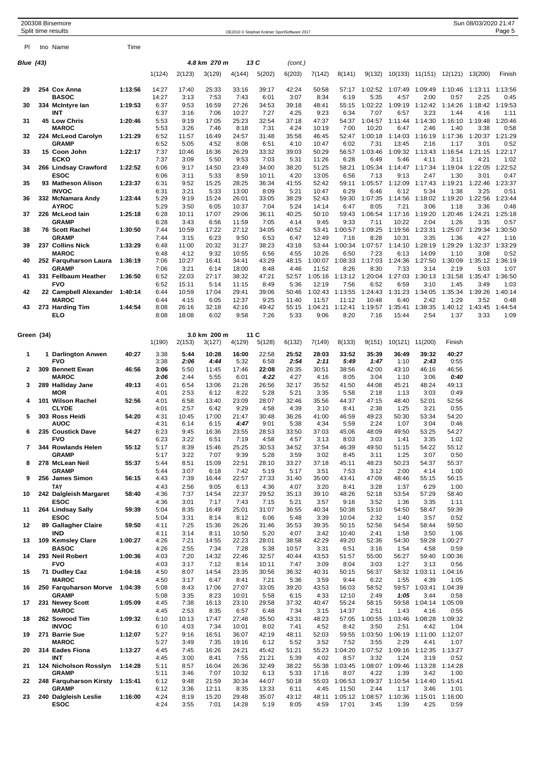200308 Birsemore
Split time results

OE2010 © Stephan Krämer SportSoftware 2017

Sun 08/03/2020 21:47

## Blue (43) — 4.8 km 270 m, 13 C (cont.)

| Pl | tno | Name | Time | 1(124) | 2(123) | 3(129) | 4(144) | 5(202) | 6(203) | 7(142) | 8(141) | 9(132) | 10(133) | 11(151) | 12(121) | 13(200) | Finish |
|---|---|---|---|---|---|---|---|---|---|---|---|---|---|---|---|---|---|
| 29 | 254 | Cox Anna | 1:13:56 | 14:27 | 17:40 | 25:33 | 33:16 | 39:17 | 42:24 | 50:58 | 57:17 | 1:02:52 | 1:07:49 | 1:09:49 | 1:10:46 | 1:13:11 | 1:13:56 |
| | | BASOC | | 14:27 | 3:13 | 7:53 | 7:43 | 6:01 | 3:07 | 8:34 | 6:19 | 5:35 | 4:57 | 2:00 | 0:57 | 2:25 | 0:45 |
| 30 | 334 | McIntyre Ian | 1:19:53 | 6:37 | 9:53 | 16:59 | 27:26 | 34:53 | 39:18 | 48:41 | 55:15 | 1:02:22 | 1:09:19 | 1:12:42 | 1:14:26 | 1:18:42 | 1:19:53 |
| | | INT | | 6:37 | 3:16 | 7:06 | 10:27 | 7:27 | 4:25 | 9:23 | 6:34 | 7:07 | 6:57 | 3:23 | 1:44 | 4:16 | 1:11 |
| 31 | 45 | Low Chris | 1:20:46 | 5:53 | 9:19 | 17:05 | 25:23 | 32:54 | 37:18 | 47:37 | 54:37 | 1:04:57 | 1:11:44 | 1:14:30 | 1:16:10 | 1:19:48 | 1:20:46 |
| | | MAROC | | 5:53 | 3:26 | 7:46 | 8:18 | 7:31 | 4:24 | 10:19 | 7:00 | 10:20 | 6:47 | 2:46 | 1:40 | 3:38 | 0:58 |
| 32 | 224 | McLeod Carolyn | 1:21:29 | 6:52 | 11:57 | 16:49 | 24:57 | 31:48 | 35:58 | 46:45 | 52:47 | 1:00:18 | 1:14:03 | 1:16:19 | 1:17:36 | 1:20:37 | 1:21:29 |
| | | GRAMP | | 6:52 | 5:05 | 4:52 | 8:08 | 6:51 | 4:10 | 10:47 | 6:02 | 7:31 | 13:45 | 2:16 | 1:17 | 3:01 | 0:52 |
| 33 | 15 | Coon John | 1:22:17 | 7:37 | 10:46 | 16:36 | 26:29 | 33:32 | 39:03 | 50:29 | 56:57 | 1:03:46 | 1:09:32 | 1:13:43 | 1:16:54 | 1:21:15 | 1:22:17 |
| | | ECKO | | 7:37 | 3:09 | 5:50 | 9:53 | 7:03 | 5:31 | 11:26 | 6:28 | 6:49 | 5:46 | 4:11 | 3:11 | 4:21 | 1:02 |
| 34 | 266 | Lindsay Crawford | 1:22:52 | 6:06 | 9:17 | 14:50 | 23:49 | 34:00 | 38:20 | 51:25 | 58:21 | 1:05:34 | 1:14:47 | 1:17:34 | 1:19:04 | 1:22:05 | 1:22:52 |
| | | ESOC | | 6:06 | 3:11 | 5:33 | 8:59 | 10:11 | 4:20 | 13:05 | 6:56 | 7:13 | 9:13 | 2:47 | 1:30 | 3:01 | 0:47 |
| 35 | 93 | Matheson Alison | 1:23:37 | 6:31 | 9:52 | 15:25 | 28:25 | 36:34 | 41:55 | 52:42 | 59:11 | 1:05:57 | 1:12:09 | 1:17:43 | 1:19:21 | 1:22:46 | 1:23:37 |
| | | INVOC | | 6:31 | 3:21 | 5:33 | 13:00 | 8:09 | 5:21 | 10:47 | 6:29 | 6:46 | 6:12 | 5:34 | 1:38 | 3:25 | 0:51 |
| 36 | 332 | McNamara Andy | 1:23:44 | 5:29 | 9:19 | 15:24 | 26:01 | 33:05 | 38:29 | 52:43 | 59:30 | 1:07:35 | 1:14:56 | 1:18:02 | 1:19:20 | 1:22:56 | 1:23:44 |
| | | AYROC | | 5:29 | 3:50 | 6:05 | 10:37 | 7:04 | 5:24 | 14:14 | 6:47 | 8:05 | 7:21 | 3:06 | 1:18 | 3:36 | 0:48 |
| 37 | 226 | McLeod Iain | 1:25:18 | 6:28 | 10:11 | 17:07 | 29:06 | 36:11 | 40:25 | 50:10 | 59:43 | 1:06:54 | 1:17:16 | 1:19:20 | 1:20:46 | 1:24:21 | 1:25:18 |
| | | GRAMP | | 6:28 | 3:43 | 6:56 | 11:59 | 7:05 | 4:14 | 9:45 | 9:33 | 7:11 | 10:22 | 2:04 | 1:26 | 3:35 | 0:57 |
| 38 | 76 | Scott Rachel | 1:30:50 | 7:44 | 10:59 | 17:22 | 27:12 | 34:05 | 40:52 | 53:41 | 1:00:57 | 1:09:25 | 1:19:56 | 1:23:31 | 1:25:07 | 1:29:34 | 1:30:50 |
| | | GRAMP | | 7:44 | 3:15 | 6:23 | 9:50 | 6:53 | 6:47 | 12:49 | 7:16 | 8:28 | 10:31 | 3:35 | 1:36 | 4:27 | 1:16 |
| 39 | 237 | Collins Nick | 1:33:29 | 6:48 | 11:00 | 20:32 | 31:27 | 38:23 | 43:18 | 53:44 | 1:00:34 | 1:07:57 | 1:14:10 | 1:28:19 | 1:29:29 | 1:32:37 | 1:33:29 |
| | | MAROC | | 6:48 | 4:12 | 9:32 | 10:55 | 6:56 | 4:55 | 10:26 | 6:50 | 7:23 | 6:13 | 14:09 | 1:10 | 3:08 | 0:52 |
| 40 | 252 | Farquharson Laura | 1:36:19 | 7:06 | 10:27 | 16:41 | 34:41 | 43:29 | 48:15 | 1:00:07 | 1:08:33 | 1:17:03 | 1:24:36 | 1:27:50 | 1:30:09 | 1:35:12 | 1:36:19 |
| | | GRAMP | | 7:06 | 3:21 | 6:14 | 18:00 | 8:48 | 4:46 | 11:52 | 8:26 | 8:30 | 7:33 | 3:14 | 2:19 | 5:03 | 1:07 |
| 41 | 331 | Fellbaum Heather | 1:36:50 | 6:52 | 22:03 | 27:17 | 38:32 | 47:21 | 52:57 | 1:05:16 | 1:13:12 | 1:20:04 | 1:27:03 | 1:30:13 | 1:31:58 | 1:35:47 | 1:36:50 |
| | | FVO | | 6:52 | 15:11 | 5:14 | 11:15 | 8:49 | 5:36 | 12:19 | 7:56 | 6:52 | 6:59 | 3:10 | 1:45 | 3:49 | 1:03 |
| 42 | 22 | Campbell Alexander | 1:40:14 | 6:44 | 10:59 | 17:04 | 29:41 | 39:06 | 50:46 | 1:02:43 | 1:13:55 | 1:24:43 | 1:31:23 | 1:34:05 | 1:35:34 | 1:39:26 | 1:40:14 |
| | | MAROC | | 6:44 | 4:15 | 6:05 | 12:37 | 9:25 | 11:40 | 11:57 | 11:12 | 10:48 | 6:40 | 2:42 | 1:29 | 3:52 | 0:48 |
| 43 | 273 | Harding Tim | 1:44:54 | 8:08 | 26:16 | 32:18 | 42:16 | 49:42 | 55:15 | 1:04:21 | 1:12:41 | 1:19:57 | 1:35:41 | 1:38:35 | 1:40:12 | 1:43:45 | 1:44:54 |
| | | ELO | | 8:08 | 18:08 | 6:02 | 9:58 | 7:26 | 5:33 | 9:06 | 8:20 | 7:16 | 15:44 | 2:54 | 1:37 | 3:33 | 1:09 |

## Green (34) — 3.0 km 200 m, 11 C

| Pl | tno | Name | Time | 1(190) | 2(153) | 3(127) | 4(129) | 5(128) | 6(132) | 7(149) | 8(133) | 9(151) | 10(121) | 11(200) | Finish |
|---|---|---|---|---|---|---|---|---|---|---|---|---|---|---|---|
| 1 | 1 | Darlington Anwen | 40:27 | 3:38 | 5:44 | 10:28 | 16:00 | 22:58 | 25:52 | 28:03 | 33:52 | 35:39 | 36:49 | 39:32 | 40:27 |
| | | FVO | | 3:38 | **2:06** | **4:44** | 5:32 | 6:58 | **2:54** | **2:11** | **5:49** | **1:47** | 1:10 | **2:43** | 0:55 |
| 2 | 309 | Bennett Ewan | 46:56 | 3:06 | 5:50 | 11:45 | 17:46 | 22:08 | 26:35 | 30:51 | 38:56 | 42:00 | 43:10 | 46:16 | 46:56 |
| | | MAROC | | **3:06** | 2:44 | 5:55 | 6:01 | **4:22** | 4:27 | 4:16 | 8:05 | 3:04 | 1:10 | 3:06 | **0:40** |
| 3 | 289 | Halliday Jane | 49:13 | 4:01 | 6:54 | 13:06 | 21:28 | 26:56 | 32:17 | 35:52 | 41:50 | 44:08 | 45:21 | 48:24 | 49:13 |
| | | MOR | | 4:01 | 2:53 | 6:12 | 8:22 | 5:28 | 5:21 | 3:35 | 5:58 | 2:18 | 1:13 | 3:03 | 0:49 |
| 4 | 101 | Wilson Rachel | 52:56 | 4:01 | 6:58 | 13:40 | 23:09 | 28:07 | 32:46 | 35:56 | 44:37 | 47:15 | 48:40 | 52:01 | 52:56 |
| | | CLYDE | | 4:01 | 2:57 | 6:42 | 9:29 | 4:58 | 4:39 | 3:10 | 8:41 | 2:38 | 1:25 | 3:21 | 0:55 |
| 5 | 303 | Ross Heidi | 54:20 | 4:31 | 10:45 | 17:00 | 21:47 | 30:48 | 36:26 | 41:00 | 46:59 | 49:23 | 50:30 | 53:34 | 54:20 |
| | | AUOC | | 4:31 | 6:14 | 6:15 | **4:47** | 9:01 | 5:38 | 4:34 | 5:59 | 2:24 | 1:07 | 3:04 | 0:46 |
| 6 | 235 | Coustick Dave | 54:27 | 6:23 | 9:45 | 16:36 | 23:55 | 28:53 | 33:50 | 37:03 | 45:06 | 48:09 | 49:50 | 53:25 | 54:27 |
| | | FVO | | 6:23 | 3:22 | 6:51 | 7:19 | 4:58 | 4:57 | 3:13 | 8:03 | 3:03 | 1:41 | 3:35 | 1:02 |
| 7 | 344 | Rowlands Helen | 55:12 | 5:17 | 8:39 | 15:46 | 25:25 | 30:53 | 34:52 | 37:54 | 46:39 | 49:50 | 51:15 | 54:22 | 55:12 |
| | | GRAMP | | 5:17 | 3:22 | 7:07 | 9:39 | 5:28 | 3:59 | 3:02 | 8:45 | 3:11 | 1:25 | 3:07 | 0:50 |
| 8 | 278 | McLean Neil | 55:37 | 5:44 | 8:51 | 15:09 | 22:51 | 28:10 | 33:27 | 37:18 | 45:11 | 48:23 | 50:23 | 54:37 | 55:37 |
| | | GRAMP | | 5:44 | 3:07 | 6:18 | 7:42 | 5:19 | 5:17 | 3:51 | 7:53 | 3:12 | 2:00 | 4:14 | 1:00 |
| 9 | 256 | James Simon | 56:15 | 4:43 | 7:39 | 16:44 | 22:57 | 27:33 | 31:40 | 35:00 | 43:41 | 47:09 | 48:46 | 55:15 | 56:15 |
| | | TAY | | 4:43 | 2:56 | 9:05 | 6:13 | 4:36 | 4:07 | 3:20 | 8:41 | 3:28 | 1:37 | 6:29 | 1:00 |
| 10 | 242 | Dalgleish Margaret | 58:40 | 4:36 | 7:37 | 14:54 | 22:37 | 29:52 | 35:13 | 39:10 | 48:26 | 52:18 | 53:54 | 57:29 | 58:40 |
| | | ESOC | | 4:36 | 3:01 | 7:17 | 7:43 | 7:15 | 5:21 | 3:57 | 9:16 | 3:52 | 1:36 | 3:35 | 1:11 |
| 11 | 264 | Lindsay Sally | 59:39 | 5:04 | 8:35 | 16:49 | 25:01 | 31:07 | 36:55 | 40:34 | 50:38 | 53:10 | 54:50 | 58:47 | 59:39 |
| | | ESOC | | 5:04 | 3:31 | 8:14 | 8:12 | 6:06 | 5:48 | 3:39 | 10:04 | 2:32 | 1:40 | 3:57 | 0:52 |
| 12 | 89 | Gallagher Claire | 59:50 | 4:11 | 7:25 | 15:36 | 26:26 | 31:46 | 35:53 | 39:35 | 50:15 | 52:56 | 54:54 | 58:44 | 59:50 |
| | | IND | | 4:11 | 3:14 | 8:11 | 10:50 | 5:20 | 4:07 | 3:42 | 10:40 | 2:41 | 1:58 | 3:50 | 1:06 |
| 13 | 109 | Kemsley Clare | 1:00:27 | 4:26 | 7:21 | 14:55 | 22:23 | 28:01 | 38:58 | 42:29 | 49:20 | 52:36 | 54:30 | 59:28 | 1:00:27 |
| | | BASOC | | 4:26 | 2:55 | 7:34 | 7:28 | 5:38 | 10:57 | 3:31 | 6:51 | 3:16 | 1:54 | 4:58 | 0:59 |
| 14 | 293 | Neil Robert | 1:00:36 | 4:03 | 7:20 | 14:32 | 22:46 | 32:57 | 40:44 | 43:53 | 51:57 | 55:00 | 56:27 | 59:40 | 1:00:36 |
| | | FVO | | 4:03 | 3:17 | 7:12 | 8:14 | 10:11 | 7:47 | 3:09 | 8:04 | 3:03 | 1:27 | 3:13 | 0:56 |
| 15 | 71 | Dudley Caz | 1:04:16 | 4:50 | 8:07 | 14:54 | 23:35 | 30:56 | 36:32 | 40:31 | 50:15 | 56:37 | 58:32 | 1:03:11 | 1:04:16 |
| | | MAROC | | 4:50 | 3:17 | 6:47 | 8:41 | 7:21 | 5:36 | 3:59 | 9:44 | 6:22 | 1:55 | 4:39 | 1:05 |
| 16 | 250 | Farquharson Morve | 1:04:39 | 5:08 | 8:43 | 17:06 | 27:07 | 33:05 | 39:20 | 43:53 | 56:03 | 58:52 | 59:57 | 1:03:41 | 1:04:39 |
| | | GRAMP | | 5:08 | 3:35 | 8:23 | 10:01 | 5:58 | 6:15 | 4:33 | 12:10 | 2:49 | **1:05** | 3:44 | 0:58 |
| 17 | 231 | Newey Scott | 1:05:09 | 4:45 | 7:38 | 16:13 | 23:10 | 29:58 | 37:32 | 40:47 | 55:24 | 58:15 | 59:58 | 1:04:14 | 1:05:09 |
| | | MAROC | | 4:45 | 2:53 | 8:35 | 6:57 | 6:48 | 7:34 | 3:15 | 14:37 | 2:51 | 1:43 | 4:16 | 0:55 |
| 18 | 262 | Sowood Tim | 1:09:32 | 6:10 | 10:13 | 17:47 | 27:48 | 35:50 | 43:31 | 48:23 | 57:05 | 1:00:55 | 1:03:46 | 1:08:28 | 1:09:32 |
| | | INVOC | | 6:10 | 4:03 | 7:34 | 10:01 | 8:02 | 7:41 | 4:52 | 8:42 | 3:50 | 2:51 | 4:42 | 1:04 |
| 19 | 271 | Barrie Sue | 1:12:07 | 5:27 | 9:16 | 16:51 | 36:07 | 42:19 | 48:11 | 52:03 | 59:55 | 1:03:50 | 1:06:19 | 1:11:00 | 1:12:07 |
| | | MAROC | | 5:27 | 3:49 | 7:35 | 19:16 | 6:12 | 5:52 | 3:52 | 7:52 | 3:55 | 2:29 | 4:41 | 1:07 |
| 20 | 314 | Eades Fiona | 1:13:27 | 4:45 | 7:45 | 16:26 | 24:21 | 45:42 | 51:21 | 55:23 | 1:04:20 | 1:07:52 | 1:09:16 | 1:12:35 | 1:13:27 |
| | | INT | | 4:45 | 3:00 | 8:41 | 7:55 | 21:21 | 5:39 | 4:02 | 8:57 | 3:32 | 1:24 | 3:19 | 0:52 |
| 21 | 124 | Nicholson Rosslyn | 1:14:28 | 5:11 | 8:57 | 16:04 | 26:36 | 32:49 | 38:22 | 55:38 | 1:03:45 | 1:08:07 | 1:09:46 | 1:13:28 | 1:14:28 |
| | | GRAMP | | 5:11 | 3:46 | 7:07 | 10:32 | 6:13 | 5:33 | 17:16 | 8:07 | 4:22 | 1:39 | 3:42 | 1:00 |
| 22 | 248 | Farquharson Kirsty | 1:15:41 | 6:12 | 9:48 | 21:59 | 30:34 | 44:07 | 50:18 | 55:03 | 1:06:53 | 1:09:37 | 1:10:54 | 1:14:40 | 1:15:41 |
| | | GRAMP | | 6:12 | 3:36 | 12:11 | 8:35 | 13:33 | 6:11 | 4:45 | 11:50 | 2:44 | 1:17 | 3:46 | 1:01 |
| 23 | 240 | Dalgleish Leslie | 1:16:00 | 4:24 | 8:19 | 15:20 | 29:48 | 35:07 | 43:12 | 48:11 | 1:05:12 | 1:08:57 | 1:10:36 | 1:15:01 | 1:16:00 |
| | | ESOC | | 4:24 | 3:55 | 7:01 | 14:28 | 5:19 | 8:05 | 4:59 | 17:01 | 3:45 | 1:39 | 4:25 | 0:59 |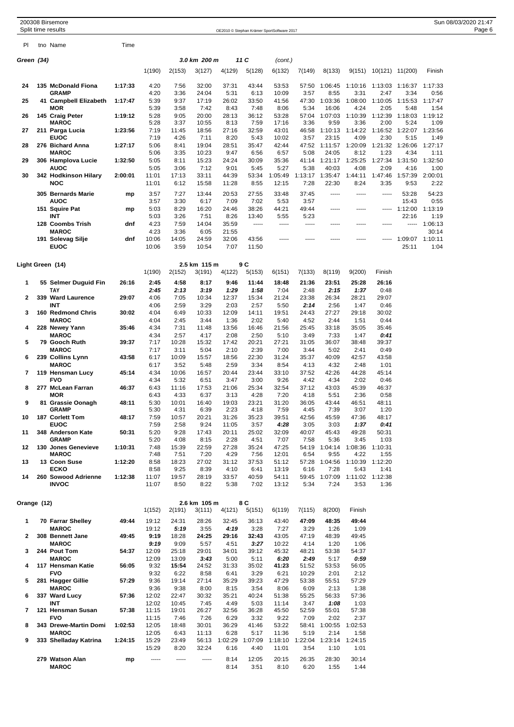## Green (34) — 3.0 km 200 m — 11 C (cont.)

| Pl | tno | Name | Time | 1(190) | 2(153) | 3(127) | 4(129) | 5(128) | 6(132) | 7(149) | 8(133) | 9(151) | 10(121) | 11(200) | Finish |
|---|---|---|---|---|---|---|---|---|---|---|---|---|---|---|---|
| 24 | 135 | McDonald Fiona | 1:17:33 | 4:20 | 7:56 | 32:00 | 37:31 | 43:44 | 53:53 | 57:50 | 1:06:45 | 1:10:16 | 1:13:03 | 1:16:37 | 1:17:33 |
| | | GRAMP | | 4:20 | 3:36 | 24:04 | 5:31 | 6:13 | 10:09 | 3:57 | 8:55 | 3:31 | 2:47 | 3:34 | 0:56 |
| 25 | 41 | Campbell Elizabeth | 1:17:47 | 5:39 | 9:37 | 17:19 | 26:02 | 33:50 | 41:56 | 47:30 | 1:03:36 | 1:08:00 | 1:10:05 | 1:15:53 | 1:17:47 |
| | | MOR | | 5:39 | 3:58 | 7:42 | 8:43 | 7:48 | 8:06 | 5:34 | 16:06 | 4:24 | 2:05 | 5:48 | 1:54 |
| 26 | 145 | Craig Peter | 1:19:12 | 5:28 | 9:05 | 20:00 | 28:13 | 36:12 | 53:28 | 57:04 | 1:07:03 | 1:10:39 | 1:12:39 | 1:18:03 | 1:19:12 |
| | | MAROC | | 5:28 | 3:37 | 10:55 | 8:13 | 7:59 | 17:16 | 3:36 | 9:59 | 3:36 | 2:00 | 5:24 | 1:09 |
| 27 | 211 | Parga Lucia | 1:23:56 | 7:19 | 11:45 | 18:56 | 27:16 | 32:59 | 43:01 | 46:58 | 1:10:13 | 1:14:22 | 1:16:52 | 1:22:07 | 1:23:56 |
| | | EUOC | | 7:19 | 4:26 | 7:11 | 8:20 | 5:43 | 10:02 | 3:57 | 23:15 | 4:09 | 2:30 | 5:15 | 1:49 |
| 28 | 276 | Bichard Anna | 1:27:17 | 5:06 | 8:41 | 19:04 | 28:51 | 35:47 | 42:44 | 47:52 | 1:11:57 | 1:20:09 | 1:21:32 | 1:26:06 | 1:27:17 |
| | | MAROC | | 5:06 | 3:35 | 10:23 | 9:47 | 6:56 | 6:57 | 5:08 | 24:05 | 8:12 | 1:23 | 4:34 | 1:11 |
| 29 | 306 | Hamplova Lucie | 1:32:50 | 5:05 | 8:11 | 15:23 | 24:24 | 30:09 | 35:36 | 41:14 | 1:21:17 | 1:25:25 | 1:27:34 | 1:31:50 | 1:32:50 |
| | | AUOC | | 5:05 | 3:06 | 7:12 | 9:01 | 5:45 | 5:27 | 5:38 | 40:03 | 4:08 | 2:09 | 4:16 | 1:00 |
| 30 | 342 | Hodkinson Hilary | 2:00:01 | 11:01 | 17:13 | 33:11 | 44:39 | 53:34 | 1:05:49 | 1:13:17 | 1:35:47 | 1:44:11 | 1:47:46 | 1:57:39 | 2:00:01 |
| | | NOC | | 11:01 | 6:12 | 15:58 | 11:28 | 8:55 | 12:15 | 7:28 | 22:30 | 8:24 | 3:35 | 9:53 | 2:22 |
| | 305 | Bernards Marie | mp | 3:57 | 7:27 | 13:44 | 20:53 | 27:55 | 33:48 | 37:45 | ----- | ----- | ----- | 53:28 | 54:23 |
| | | AUOC | | 3:57 | 3:30 | 6:17 | 7:09 | 7:02 | 5:53 | 3:57 | | | | 15:43 | 0:55 |
| | 151 | Squire Pat | mp | 5:03 | 8:29 | 16:20 | 24:46 | 38:26 | 44:21 | 49:44 | ----- | ----- | ----- | 1:12:00 | 1:13:19 |
| | | INT | | 5:03 | 3:26 | 7:51 | 8:26 | 13:40 | 5:55 | 5:23 | | | | 22:16 | 1:19 |
| | 128 | Coombs Trish | dnf | 4:23 | 7:59 | 14:04 | 35:59 | ----- | ----- | ----- | ----- | ----- | ----- | ----- | 1:06:13 |
| | | MAROC | | 4:23 | 3:36 | 6:05 | 21:55 | | | | | | | | 30:14 |
| | 191 | Solevag Silje | dnf | 10:06 | 14:05 | 24:59 | 32:06 | 43:56 | ----- | ----- | ----- | ----- | ----- | 1:09:07 | 1:10:11 |
| | | EUOC | | 10:06 | 3:59 | 10:54 | 7:07 | 11:50 | | | | | | 25:11 | 1:04 |

## Light Green (14) — 2.5 km 115 m — 9 C

| Pl | tno | Name | Time | 1(190) | 2(152) | 3(191) | 4(122) | 5(153) | 6(151) | 7(133) | 8(119) | 9(200) | Finish |
|---|---|---|---|---|---|---|---|---|---|---|---|---|---|
| 1 | 55 | Selmer Duguid Fin | 26:16 | 2:45 | 4:58 | 8:17 | 9:46 | 11:44 | 18:48 | 21:36 | 23:51 | 25:28 | 26:16 |
| | | TAY | | *2:45* | *2:13* | *3:19* | *1:29* | *1:58* | 7:04 | 2:48 | *2:15* | *1:37* | 0:48 |
| 2 | 339 | Ward Laurence | 29:07 | 4:06 | 7:05 | 10:34 | 12:37 | 15:34 | 21:24 | 23:38 | 26:34 | 28:21 | 29:07 |
| | | INT | | 4:06 | 2:59 | 3:29 | 2:03 | 2:57 | 5:50 | *2:14* | 2:56 | 1:47 | 0:46 |
| 3 | 160 | Redmond Chris | 30:02 | 4:04 | 6:49 | 10:33 | 12:09 | 14:11 | 19:51 | 24:43 | 27:27 | 29:18 | 30:02 |
| | | MAROC | | 4:04 | 2:45 | 3:44 | 1:36 | 2:02 | 5:40 | 4:52 | 2:44 | 1:51 | 0:44 |
| 4 | 228 | Newey Yann | 35:46 | 4:34 | 7:31 | 11:48 | 13:56 | 16:46 | 21:56 | 25:45 | 33:18 | 35:05 | 35:46 |
| | | MAROC | | 4:34 | 2:57 | 4:17 | 2:08 | 2:50 | 5:10 | 3:49 | 7:33 | 1:47 | *0:41* |
| 5 | 79 | Gooch Ruth | 39:37 | 7:17 | 10:28 | 15:32 | 17:42 | 20:21 | 27:21 | 31:05 | 36:07 | 38:48 | 39:37 |
| | | MAROC | | 7:17 | 3:11 | 5:04 | 2:10 | 2:39 | 7:00 | 3:44 | 5:02 | 2:41 | 0:49 |
| 6 | 239 | Collins Lynn | 43:58 | 6:17 | 10:09 | 15:57 | 18:56 | 22:30 | 31:24 | 35:37 | 40:09 | 42:57 | 43:58 |
| | | MAROC | | 6:17 | 3:52 | 5:48 | 2:59 | 3:34 | 8:54 | 4:13 | 4:32 | 2:48 | 1:01 |
| 7 | 119 | Hensman Lucy | 45:14 | 4:34 | 10:06 | 16:57 | 20:44 | 23:44 | 33:10 | 37:52 | 42:26 | 44:28 | 45:14 |
| | | FVO | | 4:34 | 5:32 | 6:51 | 3:47 | 3:00 | 9:26 | 4:42 | 4:34 | 2:02 | 0:46 |
| 8 | 277 | McLean Farran | 46:37 | 6:43 | 11:16 | 17:53 | 21:06 | 25:34 | 32:54 | 37:12 | 43:03 | 45:39 | 46:37 |
| | | MOR | | 6:43 | 4:33 | 6:37 | 3:13 | 4:28 | 7:20 | 4:18 | 5:51 | 2:36 | 0:58 |
| 9 | 81 | Grassie Oonagh | 48:11 | 5:30 | 10:01 | 16:40 | 19:03 | 23:21 | 31:20 | 36:05 | 43:44 | 46:51 | 48:11 |
| | | GRAMP | | 5:30 | 4:31 | 6:39 | 2:23 | 4:18 | 7:59 | 4:45 | 7:39 | 3:07 | 1:20 |
| 10 | 187 | Corlett Tom | 48:17 | 7:59 | 10:57 | 20:21 | 31:26 | 35:23 | 39:51 | 42:56 | 45:59 | 47:36 | 48:17 |
| | | EUOC | | 7:59 | 2:58 | 9:24 | 11:05 | 3:57 | *4:28* | 3:05 | 3:03 | *1:37* | *0:41* |
| 11 | 348 | Anderson Kate | 50:31 | 5:20 | 9:28 | 17:43 | 20:11 | 25:02 | 32:09 | 40:07 | 45:43 | 49:28 | 50:31 |
| | | GRAMP | | 5:20 | 4:08 | 8:15 | 2:28 | 4:51 | 7:07 | 7:58 | 5:36 | 3:45 | 1:03 |
| 12 | 130 | Jones Genevieve | 1:10:31 | 7:48 | 15:39 | 22:59 | 27:28 | 35:24 | 47:25 | 54:19 | 1:04:14 | 1:08:36 | 1:10:31 |
| | | MAROC | | 7:48 | 7:51 | 7:20 | 4:29 | 7:56 | 12:01 | 6:54 | 9:55 | 4:22 | 1:55 |
| 13 | 13 | Coon Suse | 1:12:20 | 8:58 | 18:23 | 27:02 | 31:12 | 37:53 | 51:12 | 57:28 | 1:04:56 | 1:10:39 | 1:12:20 |
| | | ECKO | | 8:58 | 9:25 | 8:39 | 4:10 | 6:41 | 13:19 | 6:16 | 7:28 | 5:43 | 1:41 |
| 14 | 260 | Sowood Adrienne | 1:12:38 | 11:07 | 19:57 | 28:19 | 33:57 | 40:59 | 54:11 | 59:45 | 1:07:09 | 1:11:02 | 1:12:38 |
| | | INVOC | | 11:07 | 8:50 | 8:22 | 5:38 | 7:02 | 13:12 | 5:34 | 7:24 | 3:53 | 1:36 |

## Orange (12) — 2.6 km 105 m — 8 C

| Pl | tno | Name | Time | 1(152) | 2(191) | 3(111) | 4(121) | 5(151) | 6(119) | 7(115) | 8(200) | Finish |
|---|---|---|---|---|---|---|---|---|---|---|---|---|
| 1 | 70 | Farrar Shelley | 49:44 | 19:12 | 24:31 | 28:26 | 32:45 | 36:13 | 43:40 | 47:09 | 48:35 | 49:44 |
| | | MAROC | | 19:12 | *5:19* | 3:55 | *4:19* | 3:28 | 7:27 | 3:29 | 1:26 | 1:09 |
| 2 | 308 | Bennett Jane | 49:45 | 9:19 | 18:28 | 24:25 | 29:16 | 32:43 | 43:05 | 47:19 | 48:39 | 49:45 |
| | | MAROC | | *9:19* | 9:09 | 5:57 | 4:51 | *3:27* | 10:22 | 4:14 | 1:20 | 1:06 |
| 3 | 244 | Pout Tom | 54:37 | 12:09 | 25:18 | 29:01 | 34:01 | 39:12 | 45:32 | 48:21 | 53:38 | 54:37 |
| | | MAROC | | 12:09 | 13:09 | *3:43* | 5:00 | 5:11 | *6:20* | *2:49* | 5:17 | *0:59* |
| 4 | 117 | Hensman Katie | 56:05 | 9:32 | 15:54 | 24:52 | 31:33 | 35:02 | 41:23 | 51:52 | 53:53 | 56:05 |
| | | FVO | | 9:32 | 6:22 | 8:58 | 6:41 | 3:29 | 6:21 | 10:29 | 2:01 | 2:12 |
| 5 | 281 | Hagger Gillie | 57:29 | 9:36 | 19:14 | 27:14 | 35:29 | 39:23 | 47:29 | 53:38 | 55:51 | 57:29 |
| | | MAROC | | 9:36 | 9:38 | 8:00 | 8:15 | 3:54 | 8:06 | 6:09 | 2:13 | 1:38 |
| 6 | 337 | Ward Lucy | 57:36 | 12:02 | 22:47 | 30:32 | 35:21 | 40:24 | 51:38 | 55:25 | 56:33 | 57:36 |
| | | INT | | 12:02 | 10:45 | 7:45 | 4:49 | 5:03 | 11:14 | 3:47 | *1:08* | 1:03 |
| 7 | 121 | Hensman Susan | 57:38 | 11:15 | 19:01 | 26:27 | 32:56 | 36:28 | 45:50 | 52:59 | 55:01 | 57:38 |
| | | FVO | | 11:15 | 7:46 | 7:26 | 6:29 | 3:32 | 9:22 | 7:09 | 2:02 | 2:37 |
| 8 | 343 | Drewe-Martin Domi | 1:02:53 | 12:05 | 18:48 | 30:01 | 36:29 | 41:46 | 53:22 | 58:41 | 1:00:55 | 1:02:53 |
| | | MAROC | | 12:05 | 6:43 | 11:13 | 6:28 | 5:17 | 11:36 | 5:19 | 2:14 | 1:58 |
| 9 | 333 | Shelladay Katrina | 1:24:15 | 15:29 | 23:49 | 56:13 | 1:02:29 | 1:07:09 | 1:18:10 | 1:22:04 | 1:23:14 | 1:24:15 |
| | | | | 15:29 | 8:20 | 32:24 | 6:16 | 4:40 | 11:01 | 3:54 | 1:10 | 1:01 |
| | 279 | Watson Alan | mp | ----- | ----- | ----- | 8:14 | 12:05 | 20:15 | 26:35 | 28:30 | 30:14 |
| | | MAROC | | | | | 8:14 | 3:51 | 8:10 | 6:20 | 1:55 | 1:44 |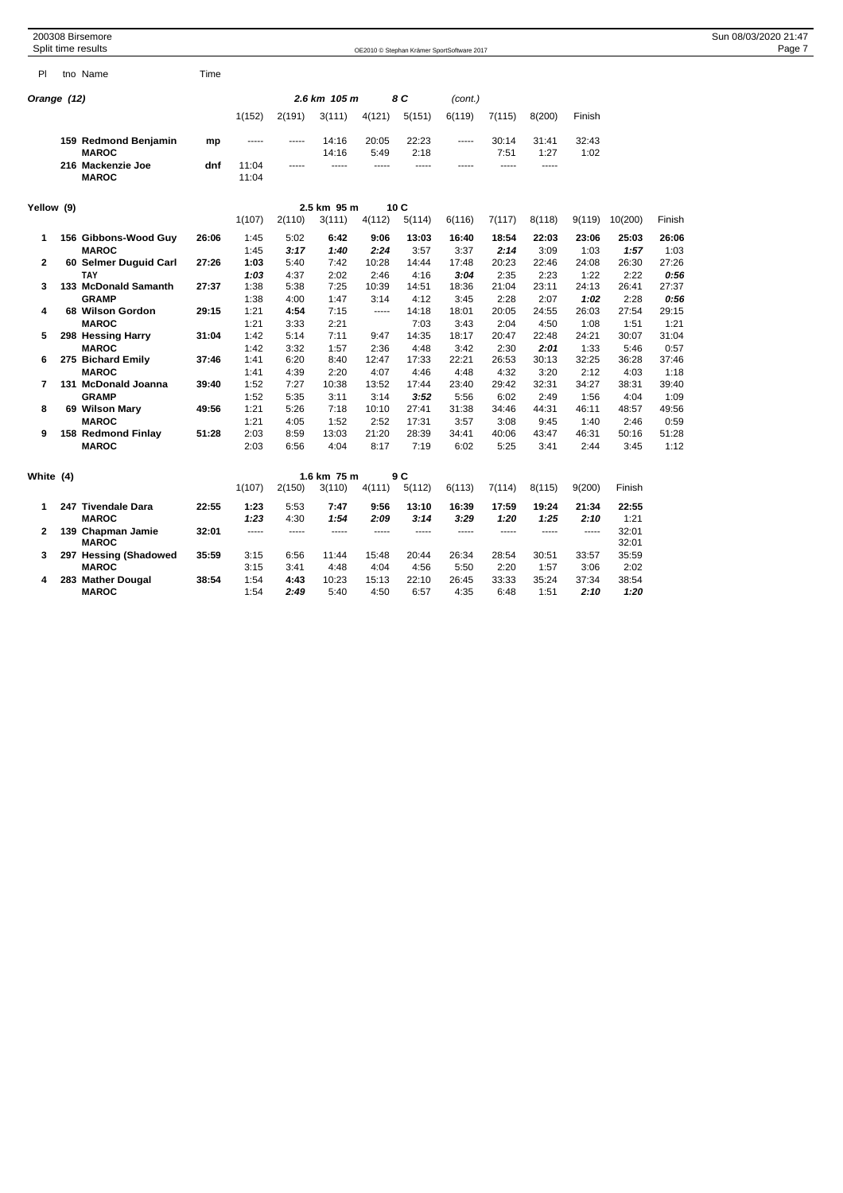Pl | tno Name | Time

**Orange (12)** — 2.6 km 105 m — 8 C (cont.)

| Pl | tno Name | Time | 1(152) | 2(191) | 3(111) | 4(121) | 5(151) | 6(119) | 7(115) | 8(200) | Finish |
|---|---|---|---|---|---|---|---|---|---|---|---|
| | 159 Redmond Benjamin | mp | ----- | ----- | 14:16 | 20:05 | 22:23 | ----- | 30:14 | 31:41 | 32:43 |
| | MAROC | | | | 14:16 | 5:49 | 2:18 | | 7:51 | 1:27 | 1:02 |
| | 216 Mackenzie Joe | dnf | 11:04 | ----- | ----- | ----- | ----- | ----- | ----- | ----- | |
| | MAROC | | 11:04 | | | | | | | | |

**Yellow (9)** — 2.5 km 95 m — 10 C

| Pl | tno Name | Time | 1(107) | 2(110) | 3(111) | 4(112) | 5(114) | 6(116) | 7(117) | 8(118) | 9(119) | 10(200) | Finish |
|---|---|---|---|---|---|---|---|---|---|---|---|---|---|
| 1 | 156 Gibbons-Wood Guy | 26:06 | 1:45 | 5:02 | **6:42** | **9:06** | **13:03** | **16:40** | **18:54** | **22:03** | **23:06** | **25:03** | **26:06** |
| | MAROC | | 1:45 | ***3:17*** | ***1:40*** | ***2:24*** | 3:57 | 3:37 | ***2:14*** | 3:09 | 1:03 | ***1:57*** | 1:03 |
| 2 | 60 Selmer Duguid Carl | 27:26 | **1:03** | 5:40 | 7:42 | 10:28 | 14:44 | 17:48 | 20:23 | 22:46 | 24:08 | 26:30 | 27:26 |
| | TAY | | ***1:03*** | 4:37 | 2:02 | 2:46 | 4:16 | ***3:04*** | 2:35 | 2:23 | 1:22 | 2:22 | ***0:56*** |
| 3 | 133 McDonald Samanth | 27:37 | 1:38 | 5:38 | 7:25 | 10:39 | 14:51 | 18:36 | 21:04 | 23:11 | 24:13 | 26:41 | 27:37 |
| | GRAMP | | 1:38 | 4:00 | 1:47 | 3:14 | 4:12 | 3:45 | 2:28 | 2:07 | ***1:02*** | 2:28 | ***0:56*** |
| 4 | 68 Wilson Gordon | 29:15 | 1:21 | **4:54** | 7:15 | ----- | 14:18 | 18:01 | 20:05 | 24:55 | 26:03 | 27:54 | 29:15 |
| | MAROC | | 1:21 | 3:33 | 2:21 | | 7:03 | 3:43 | 2:04 | 4:50 | 1:08 | 1:51 | 1:21 |
| 5 | 298 Hessing Harry | 31:04 | 1:42 | 5:14 | 7:11 | 9:47 | 14:35 | 18:17 | 20:47 | 22:48 | 24:21 | 30:07 | 31:04 |
| | MAROC | | 1:42 | 3:32 | 1:57 | 2:36 | 4:48 | 3:42 | 2:30 | ***2:01*** | 1:33 | 5:46 | 0:57 |
| 6 | 275 Bichard Emily | 37:46 | 1:41 | 6:20 | 8:40 | 12:47 | 17:33 | 22:21 | 26:53 | 30:13 | 32:25 | 36:28 | 37:46 |
| | MAROC | | 1:41 | 4:39 | 2:20 | 4:07 | 4:46 | 4:48 | 4:32 | 3:20 | 2:12 | 4:03 | 1:18 |
| 7 | 131 McDonald Joanna | 39:40 | 1:52 | 7:27 | 10:38 | 13:52 | 17:44 | 23:40 | 29:42 | 32:31 | 34:27 | 38:31 | 39:40 |
| | GRAMP | | 1:52 | 5:35 | 3:11 | 3:14 | ***3:52*** | 5:56 | 6:02 | 2:49 | 1:56 | 4:04 | 1:09 |
| 8 | 69 Wilson Mary | 49:56 | 1:21 | 5:26 | 7:18 | 10:10 | 27:41 | 31:38 | 34:46 | 44:31 | 46:11 | 48:57 | 49:56 |
| | MAROC | | 1:21 | 4:05 | 1:52 | 2:52 | 17:31 | 3:57 | 3:08 | 9:45 | 1:40 | 2:46 | 0:59 |
| 9 | 158 Redmond Finlay | 51:28 | 2:03 | 8:59 | 13:03 | 21:20 | 28:39 | 34:41 | 40:06 | 43:47 | 46:31 | 50:16 | 51:28 |
| | MAROC | | 2:03 | 6:56 | 4:04 | 8:17 | 7:19 | 6:02 | 5:25 | 3:41 | 2:44 | 3:45 | 1:12 |

**White (4)** — 1.6 km 75 m — 9 C

| Pl | tno Name | Time | 1(107) | 2(150) | 3(110) | 4(111) | 5(112) | 6(113) | 7(114) | 8(115) | 9(200) | Finish |
|---|---|---|---|---|---|---|---|---|---|---|---|---|
| 1 | 247 Tivendale Dara | 22:55 | **1:23** | 5:53 | **7:47** | **9:56** | **13:10** | **16:39** | **17:59** | **19:24** | **21:34** | **22:55** |
| | MAROC | | ***1:23*** | 4:30 | ***1:54*** | ***2:09*** | ***3:14*** | ***3:29*** | ***1:20*** | ***1:25*** | ***2:10*** | 1:21 |
| 2 | 139 Chapman Jamie | 32:01 | ----- | ----- | ----- | ----- | ----- | ----- | ----- | ----- | ----- | 32:01 |
| | MAROC | | | | | | | | | | | 32:01 |
| 3 | 297 Hessing (Shadowed | 35:59 | 3:15 | 6:56 | 11:44 | 15:48 | 20:44 | 26:34 | 28:54 | 30:51 | 33:57 | 35:59 |
| | MAROC | | 3:15 | 3:41 | 4:48 | 4:04 | 4:56 | 5:50 | 2:20 | 1:57 | 3:06 | 2:02 |
| 4 | 283 Mather Dougal | 38:54 | 1:54 | **4:43** | 10:23 | 15:13 | 22:10 | 26:45 | 33:33 | 35:24 | 37:34 | 38:54 |
| | MAROC | | 1:54 | ***2:49*** | 5:40 | 4:50 | 6:57 | 4:35 | 6:48 | 1:51 | ***2:10*** | ***1:20*** |